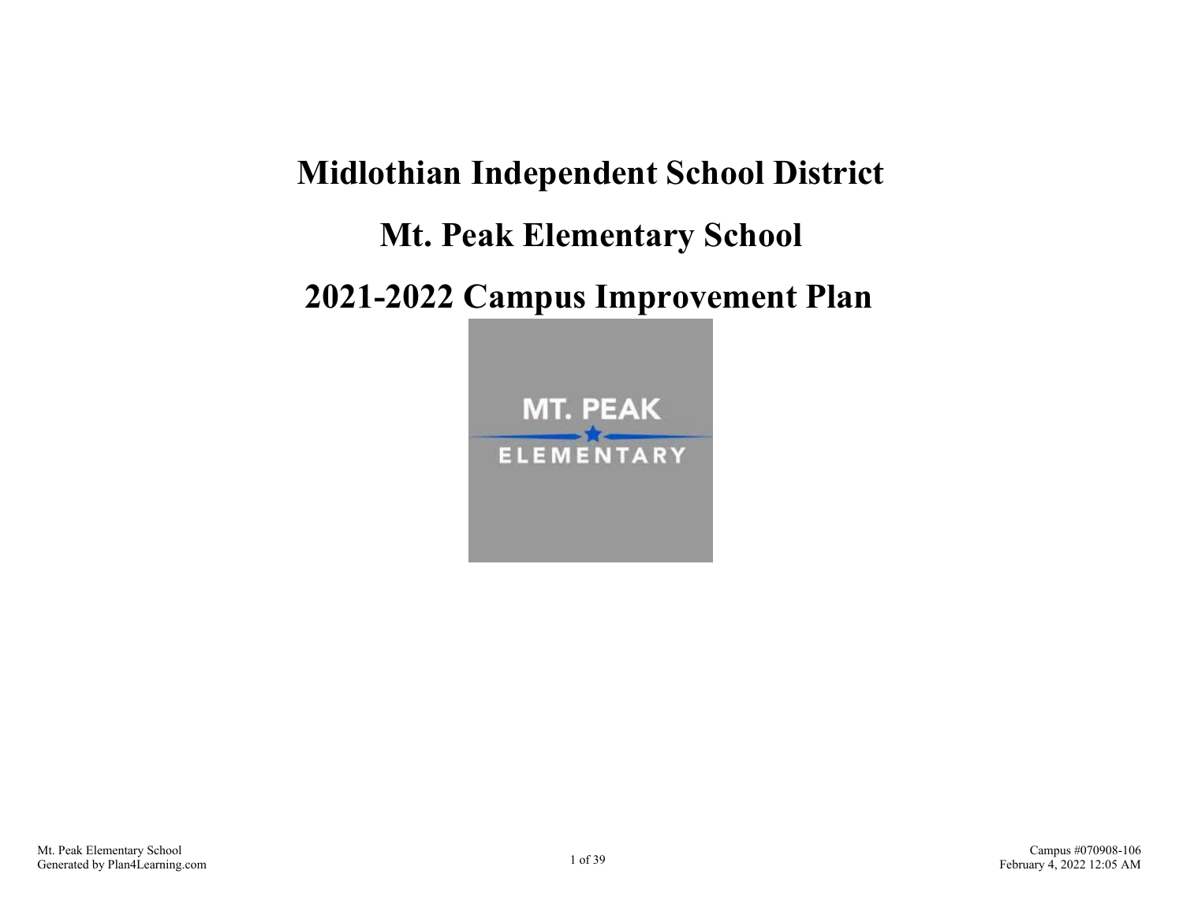# Midlothian Independent School District

# Mt. Peak Elementary School

# 2021-2022 Campus Improvement Plan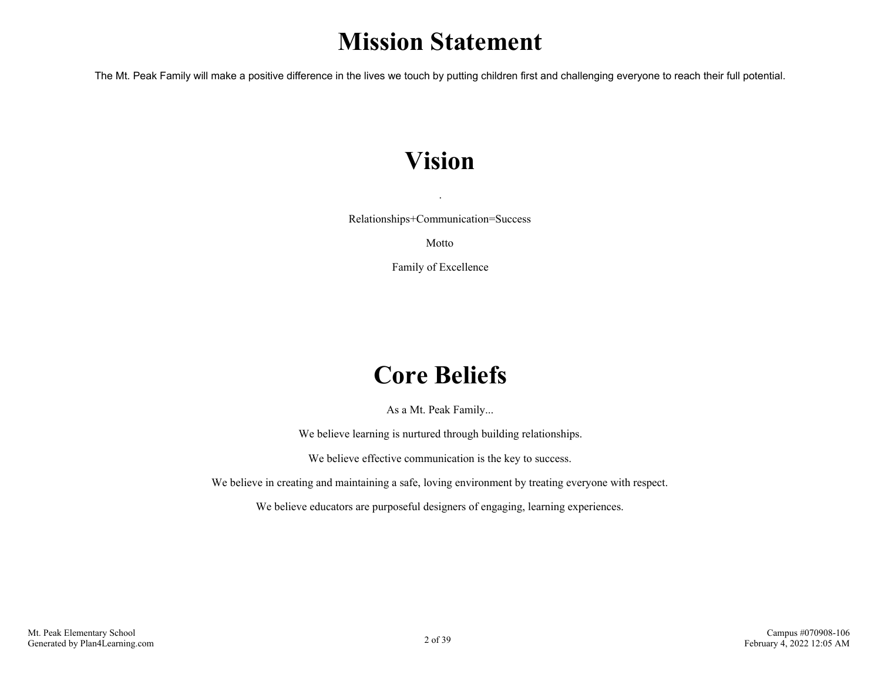# Mission Statement

The Mt. Peak Family will make a positive difference in the lives we touch by putting children first and challenging everyone to reach their full potential.

# Vision

.

Relationships+Communication=Success

Motto

Family of Excellence

# Core Beliefs

As a Mt. Peak Family...

We believe learning is nurtured through building relationships.

We believe effective communication is the key to success.

We believe in creating and maintaining a safe, loving environment by treating everyone with respect.

We believe educators are purposeful designers of engaging, learning experiences.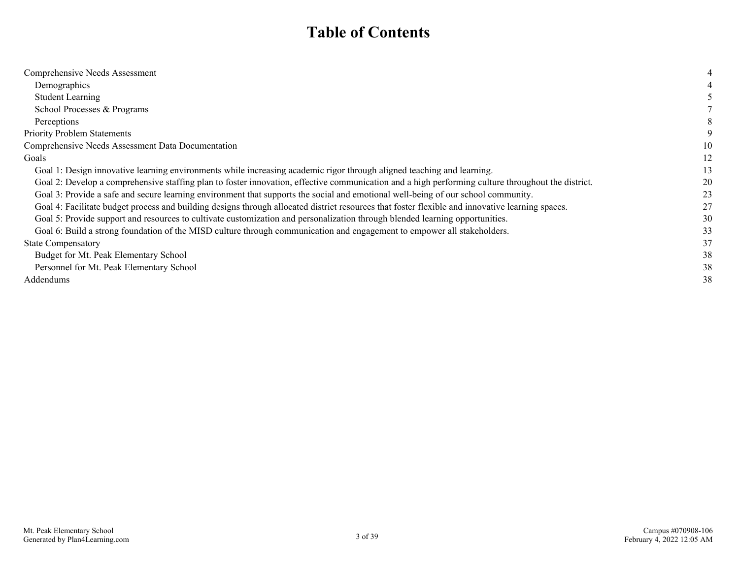# Table of Contents

| | |
|---|---|
| Comprehensive Needs Assessment | 4 |
| Demographics | 4 |
| Student Learning | 5 |
| School Processes & Programs | 7 |
| Perceptions | 8 |
| Priority Problem Statements | 9 |
| Comprehensive Needs Assessment Data Documentation | 10 |
| Goals | 12 |
| Goal 1: Design innovative learning environments while increasing academic rigor through aligned teaching and learning. | 13 |
| Goal 2: Develop a comprehensive staffing plan to foster innovation, effective communication and a high performing culture throughout the district. | 20 |
| Goal 3: Provide a safe and secure learning environment that supports the social and emotional well-being of our school community. | 23 |
| Goal 4: Facilitate budget process and building designs through allocated district resources that foster flexible and innovative learning spaces. | 27 |
| Goal 5: Provide support and resources to cultivate customization and personalization through blended learning opportunities. | 30 |
| Goal 6: Build a strong foundation of the MISD culture through communication and engagement to empower all stakeholders. | 33 |
| State Compensatory | 37 |
| Budget for Mt. Peak Elementary School | 38 |
| Personnel for Mt. Peak Elementary School | 38 |
| Addendums | 38 |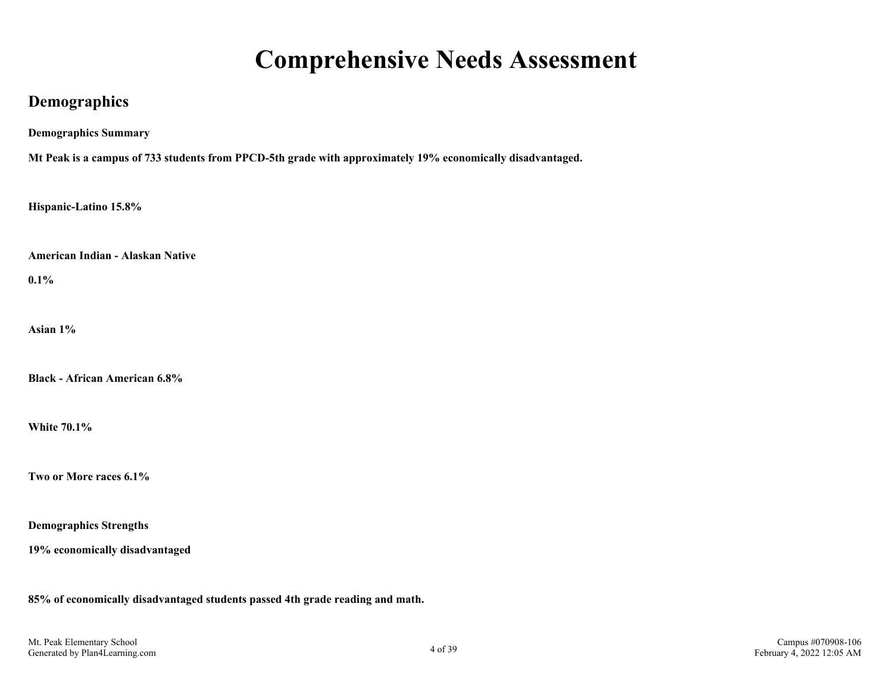# Comprehensive Needs Assessment

## Demographics

**Demographics Summary**

**Mt Peak is a campus of 733 students from PPCD-5th grade with approximately 19% economically disadvantaged.**

**Hispanic-Latino 15.8%**

**American Indian - Alaskan Native**

**0.1%**

**Asian 1%**

**Black - African American 6.8%**

**White 70.1%**

**Two or More races 6.1%**

**Demographics Strengths**

**19% economically disadvantaged**

**85% of economically disadvantaged students passed 4th grade reading and math.**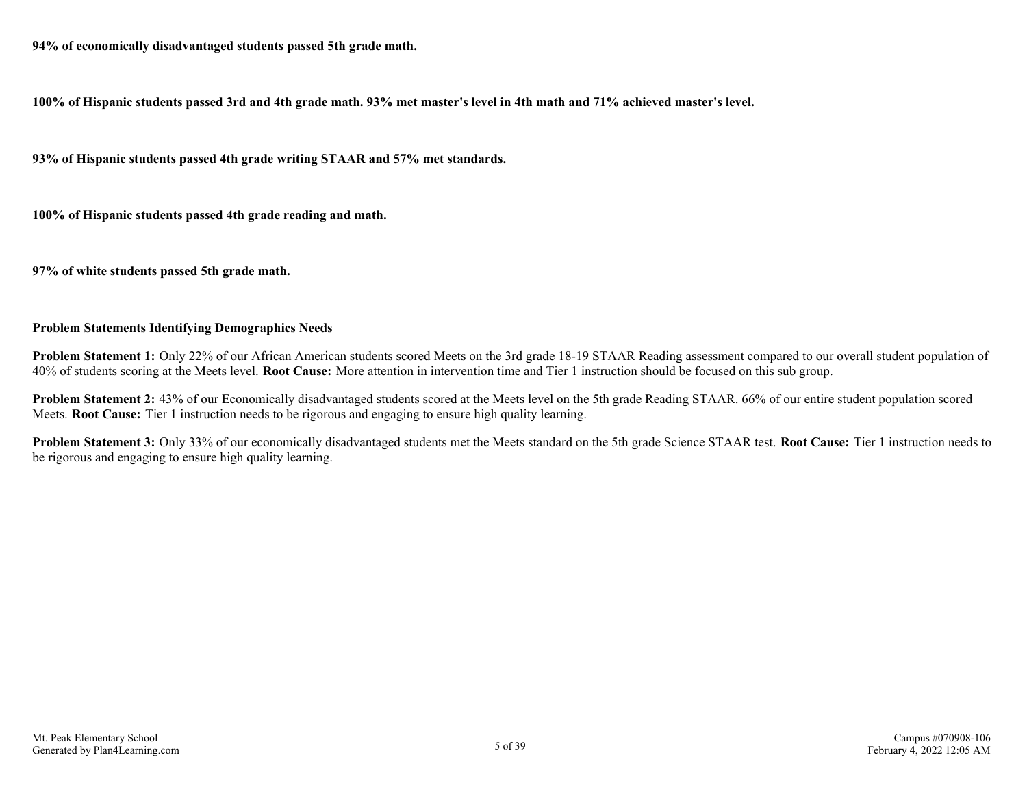**94% of economically disadvantaged students passed 5th grade math.**

**100% of Hispanic students passed 3rd and 4th grade math. 93% met master's level in 4th math and 71% achieved master's level.**

**93% of Hispanic students passed 4th grade writing STAAR and 57% met standards.**

**100% of Hispanic students passed 4th grade reading and math.**

**97% of white students passed 5th grade math.**

### Problem Statements Identifying Demographics Needs

**Problem Statement 1:** Only 22% of our African American students scored Meets on the 3rd grade 18-19 STAAR Reading assessment compared to our overall student population of 40% of students scoring at the Meets level. **Root Cause:** More attention in intervention time and Tier 1 instruction should be focused on this sub group.

**Problem Statement 2:** 43% of our Economically disadvantaged students scored at the Meets level on the 5th grade Reading STAAR. 66% of our entire student population scored Meets. **Root Cause:** Tier 1 instruction needs to be rigorous and engaging to ensure high quality learning.

**Problem Statement 3:** Only 33% of our economically disadvantaged students met the Meets standard on the 5th grade Science STAAR test. **Root Cause:** Tier 1 instruction needs to be rigorous and engaging to ensure high quality learning.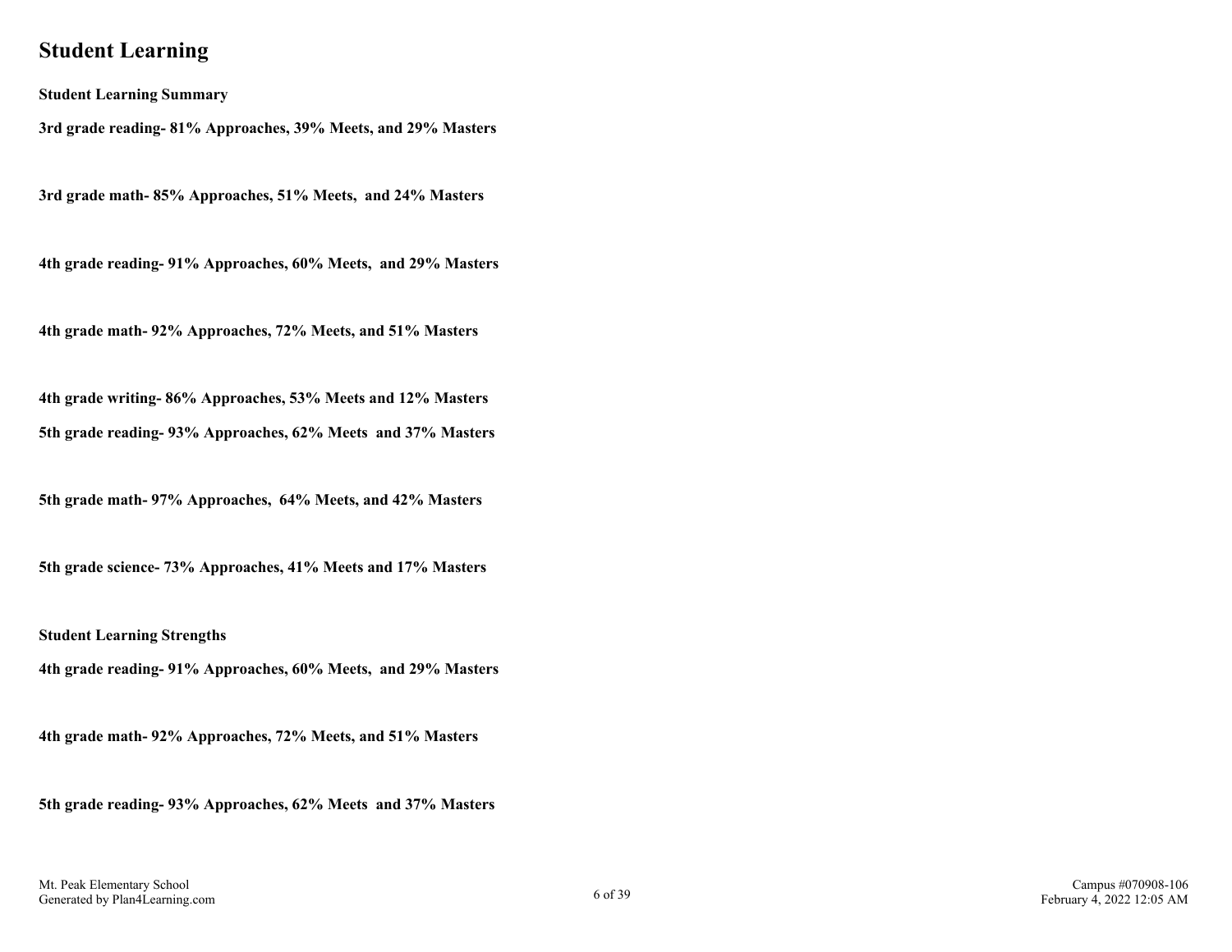# Student Learning

**Student Learning Summary**

**3rd grade reading- 81% Approaches, 39% Meets, and 29% Masters**

**3rd grade math- 85% Approaches, 51% Meets, and 24% Masters**

**4th grade reading- 91% Approaches, 60% Meets, and 29% Masters**

**4th grade math- 92% Approaches, 72% Meets, and 51% Masters**

**4th grade writing- 86% Approaches, 53% Meets and 12% Masters**

**5th grade reading- 93% Approaches, 62% Meets and 37% Masters**

**5th grade math- 97% Approaches, 64% Meets, and 42% Masters**

**5th grade science- 73% Approaches, 41% Meets and 17% Masters**

**Student Learning Strengths**

**4th grade reading- 91% Approaches, 60% Meets, and 29% Masters**

**4th grade math- 92% Approaches, 72% Meets, and 51% Masters**

**5th grade reading- 93% Approaches, 62% Meets and 37% Masters**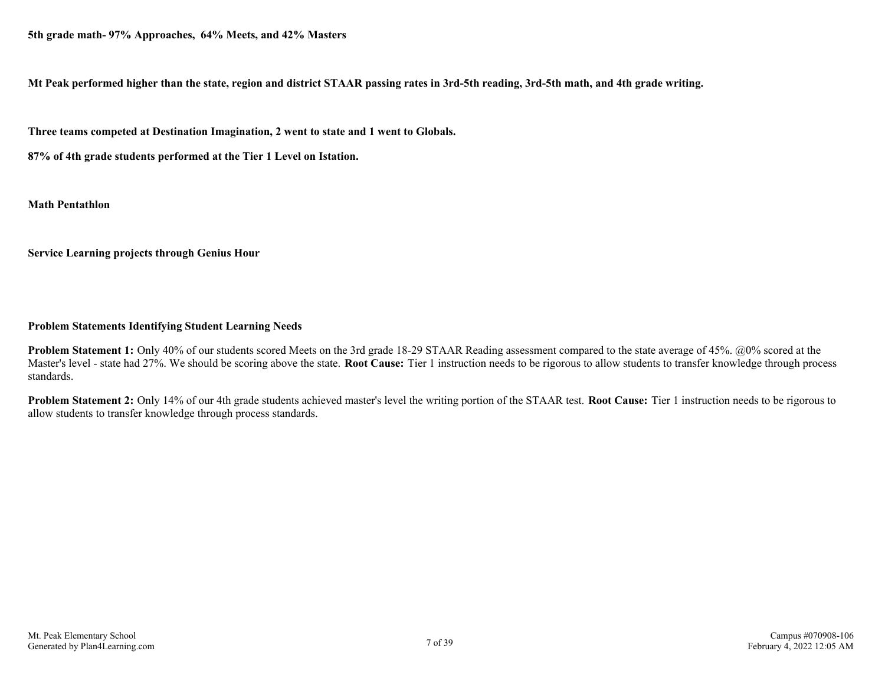**5th grade math- 97% Approaches, 64% Meets, and 42% Masters**

**Mt Peak performed higher than the state, region and district STAAR passing rates in 3rd-5th reading, 3rd-5th math, and 4th grade writing.**

**Three teams competed at Destination Imagination, 2 went to state and 1 went to Globals.**

**87% of 4th grade students performed at the Tier 1 Level on Istation.**

**Math Pentathlon**

**Service Learning projects through Genius Hour**

### Problem Statements Identifying Student Learning Needs

**Problem Statement 1:** Only 40% of our students scored Meets on the 3rd grade 18-29 STAAR Reading assessment compared to the state average of 45%. @0% scored at the Master's level - state had 27%. We should be scoring above the state. **Root Cause:** Tier 1 instruction needs to be rigorous to allow students to transfer knowledge through process standards.

**Problem Statement 2:** Only 14% of our 4th grade students achieved master's level the writing portion of the STAAR test. **Root Cause:** Tier 1 instruction needs to be rigorous to allow students to transfer knowledge through process standards.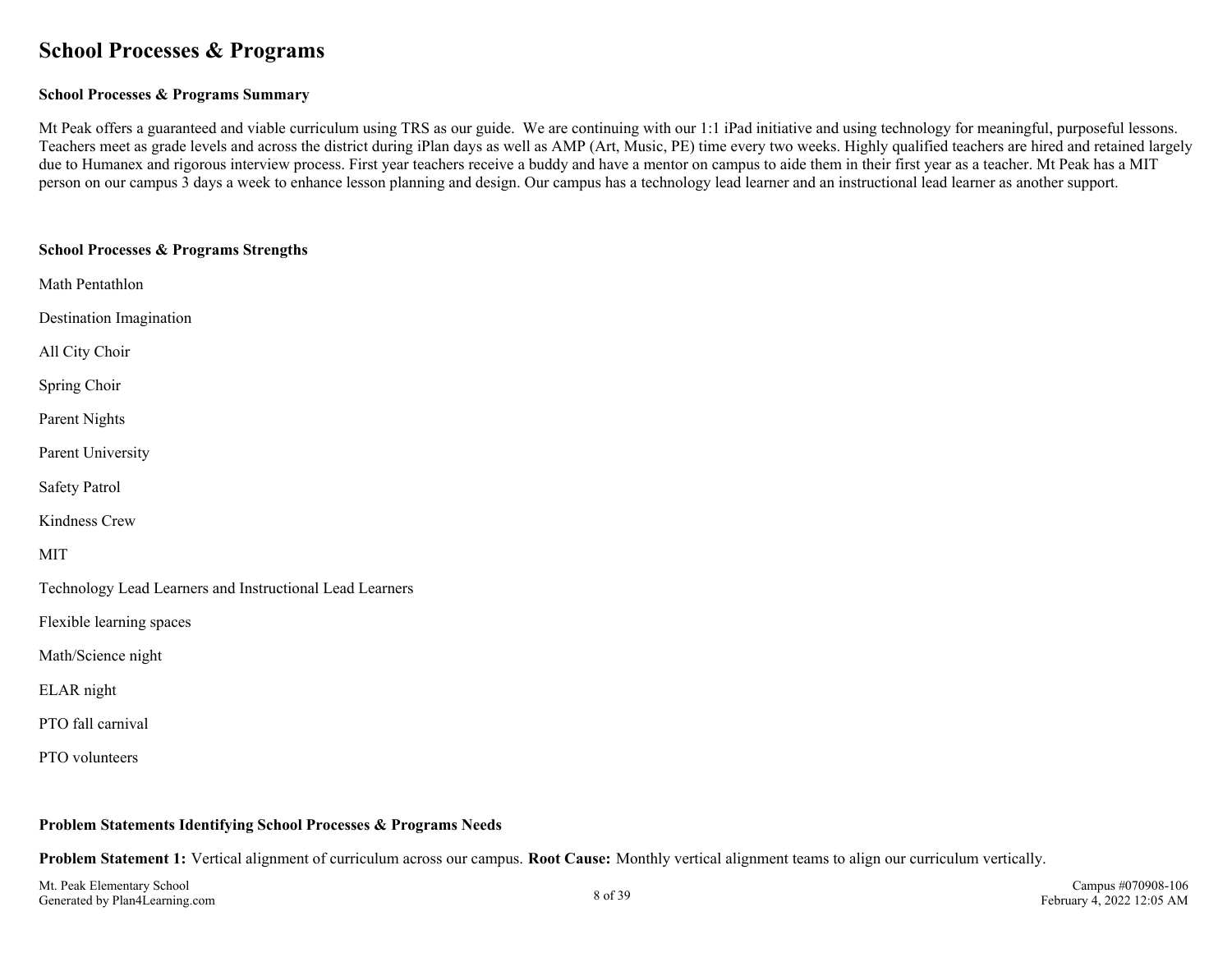# School Processes & Programs

**School Processes & Programs Summary**

Mt Peak offers a guaranteed and viable curriculum using TRS as our guide.  We are continuing with our 1:1 iPad initiative and using technology for meaningful, purposeful lessons. Teachers meet as grade levels and across the district during iPlan days as well as AMP (Art, Music, PE) time every two weeks. Highly qualified teachers are hired and retained largely due to Humanex and rigorous interview process. First year teachers receive a buddy and have a mentor on campus to aide them in their first year as a teacher. Mt Peak has a MIT person on our campus 3 days a week to enhance lesson planning and design. Our campus has a technology lead learner and an instructional lead learner as another support.

**School Processes & Programs Strengths**

Math Pentathlon

Destination Imagination

All City Choir

Spring Choir

Parent Nights

Parent University

Safety Patrol

Kindness Crew

MIT

Technology Lead Learners and Instructional Lead Learners

Flexible learning spaces

Math/Science night

ELAR night

PTO fall carnival

PTO volunteers

**Problem Statements Identifying School Processes & Programs Needs**

**Problem Statement 1:** Vertical alignment of curriculum across our campus. **Root Cause:** Monthly vertical alignment teams to align our curriculum vertically.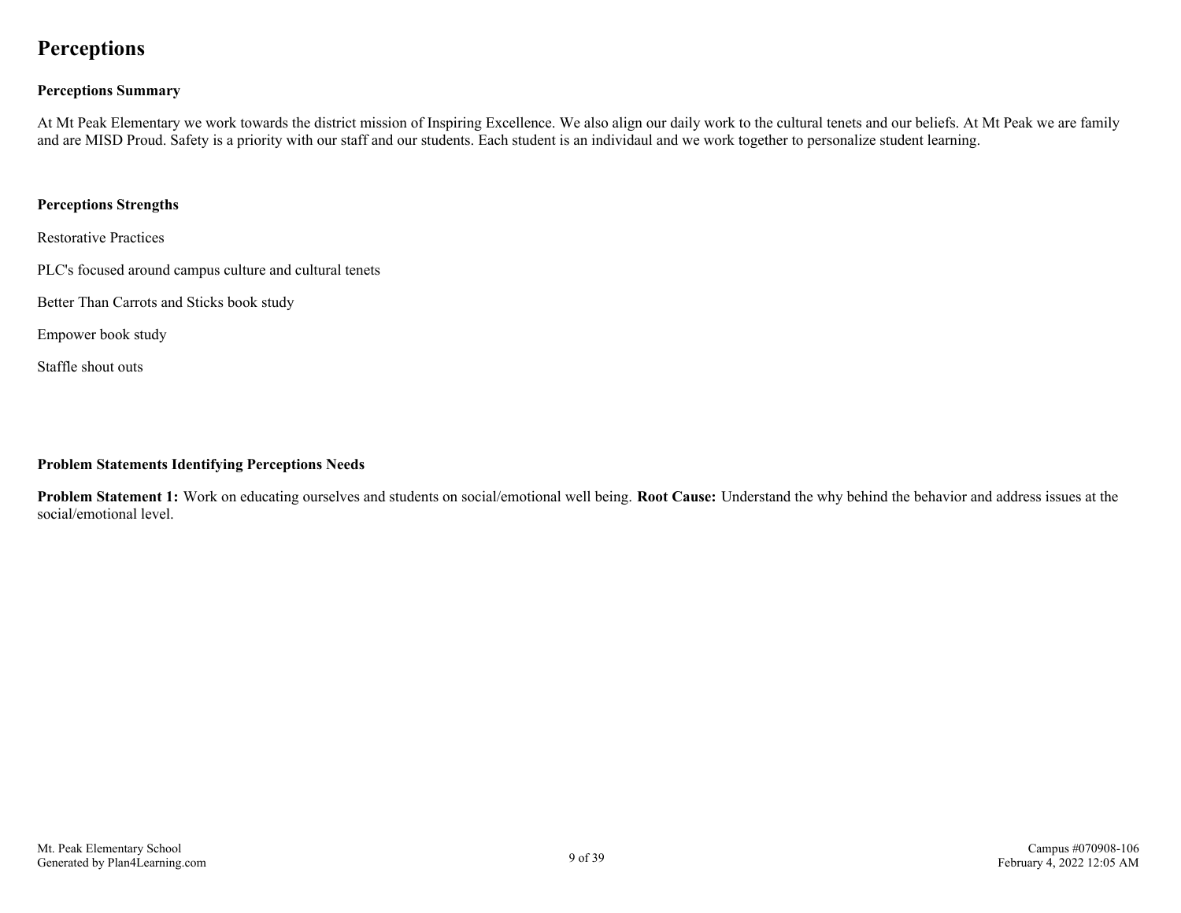# Perceptions

### Perceptions Summary

At Mt Peak Elementary we work towards the district mission of Inspiring Excellence. We also align our daily work to the cultural tenets and our beliefs. At Mt Peak we are family and are MISD Proud. Safety is a priority with our staff and our students. Each student is an individaul and we work together to personalize student learning.

### Perceptions Strengths

Restorative Practices

PLC's focused around campus culture and cultural tenets

Better Than Carrots and Sticks book study

Empower book study

Staffle shout outs

### Problem Statements Identifying Perceptions Needs

**Problem Statement 1:** Work on educating ourselves and students on social/emotional well being. **Root Cause:** Understand the why behind the behavior and address issues at the social/emotional level.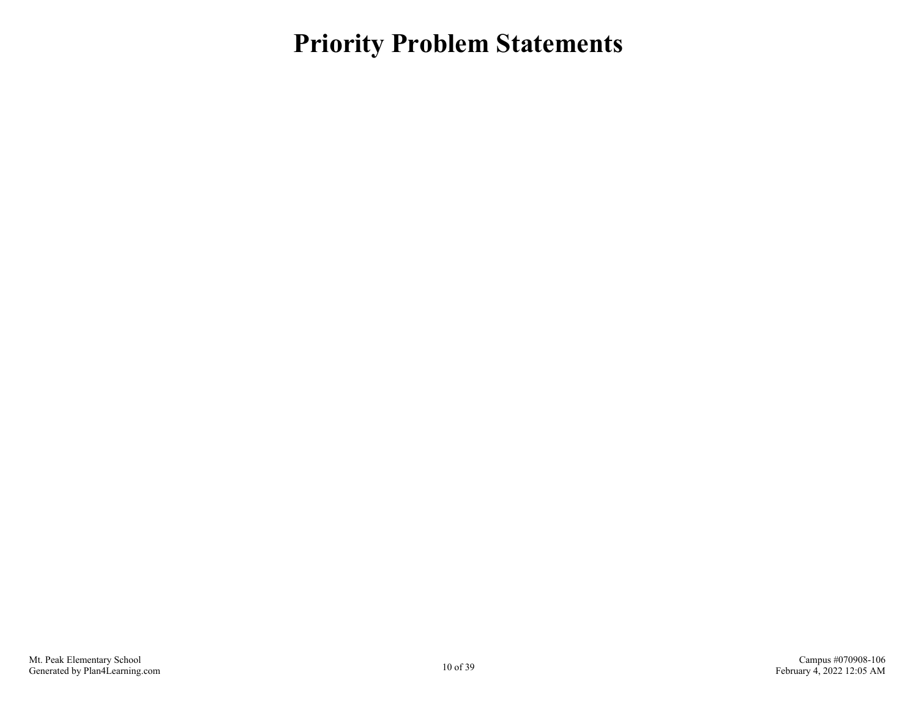# Priority Problem Statements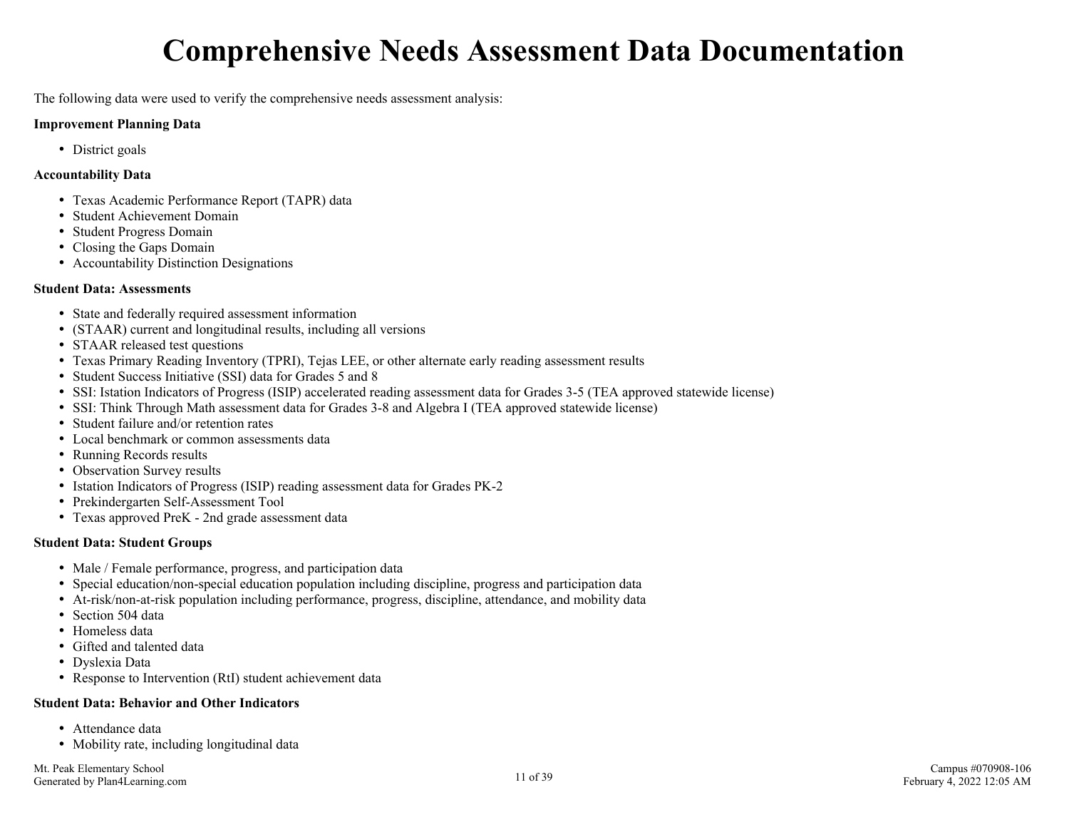# Comprehensive Needs Assessment Data Documentation

The following data were used to verify the comprehensive needs assessment analysis:

**Improvement Planning Data**

- District goals

**Accountability Data**

- Texas Academic Performance Report (TAPR) data
- Student Achievement Domain
- Student Progress Domain
- Closing the Gaps Domain
- Accountability Distinction Designations

**Student Data: Assessments**

- State and federally required assessment information
- (STAAR) current and longitudinal results, including all versions
- STAAR released test questions
- Texas Primary Reading Inventory (TPRI), Tejas LEE, or other alternate early reading assessment results
- Student Success Initiative (SSI) data for Grades 5 and 8
- SSI: Istation Indicators of Progress (ISIP) accelerated reading assessment data for Grades 3-5 (TEA approved statewide license)
- SSI: Think Through Math assessment data for Grades 3-8 and Algebra I (TEA approved statewide license)
- Student failure and/or retention rates
- Local benchmark or common assessments data
- Running Records results
- Observation Survey results
- Istation Indicators of Progress (ISIP) reading assessment data for Grades PK-2
- Prekindergarten Self-Assessment Tool
- Texas approved PreK - 2nd grade assessment data

**Student Data: Student Groups**

- Male / Female performance, progress, and participation data
- Special education/non-special education population including discipline, progress and participation data
- At-risk/non-at-risk population including performance, progress, discipline, attendance, and mobility data
- Section 504 data
- Homeless data
- Gifted and talented data
- Dyslexia Data
- Response to Intervention (RtI) student achievement data

**Student Data: Behavior and Other Indicators**

- Attendance data
- Mobility rate, including longitudinal data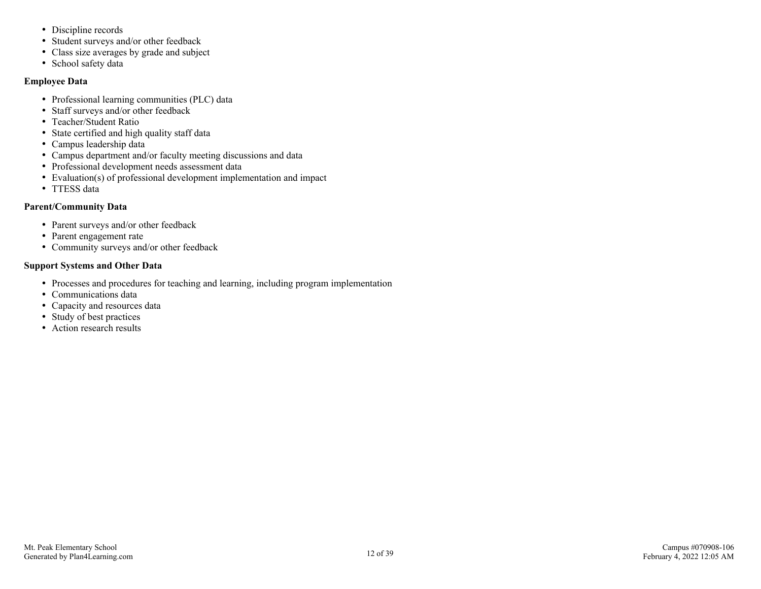- Discipline records
- Student surveys and/or other feedback
- Class size averages by grade and subject
- School safety data

**Employee Data**

- Professional learning communities (PLC) data
- Staff surveys and/or other feedback
- Teacher/Student Ratio
- State certified and high quality staff data
- Campus leadership data
- Campus department and/or faculty meeting discussions and data
- Professional development needs assessment data
- Evaluation(s) of professional development implementation and impact
- TTESS data

**Parent/Community Data**

- Parent surveys and/or other feedback
- Parent engagement rate
- Community surveys and/or other feedback

**Support Systems and Other Data**

- Processes and procedures for teaching and learning, including program implementation
- Communications data
- Capacity and resources data
- Study of best practices
- Action research results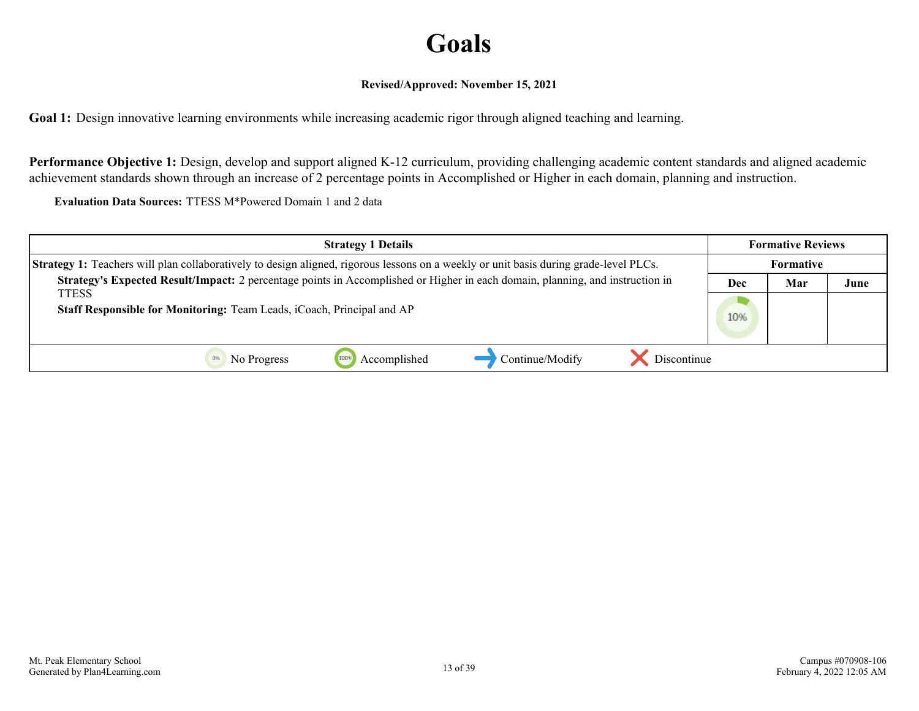# Goals

**Revised/Approved: November 15, 2021**

**Goal 1:** Design innovative learning environments while increasing academic rigor through aligned teaching and learning.

**Performance Objective 1:** Design, develop and support aligned K-12 curriculum, providing challenging academic content standards and aligned academic achievement standards shown through an increase of 2 percentage points in Accomplished or Higher in each domain, planning and instruction.

**Evaluation Data Sources:** TTESS M*Powered Domain 1 and 2 data

| Strategy 1 Details | Formative Reviews | | |
|---|---|---|---|
| | Formative | | |
| **Strategy 1:** Teachers will plan collaboratively to design aligned, rigorous lessons on a weekly or unit basis during grade-level PLCs.<br>**Strategy's Expected Result/Impact:** 2 percentage points in Accomplished or Higher in each domain, planning, and instruction in TTESS<br>**Staff Responsible for Monitoring:** Team Leads, iCoach, Principal and AP | Dec | Mar | June |
| | 10% | | |

0% No Progress | 100% Accomplished | Continue/Modify | Discontinue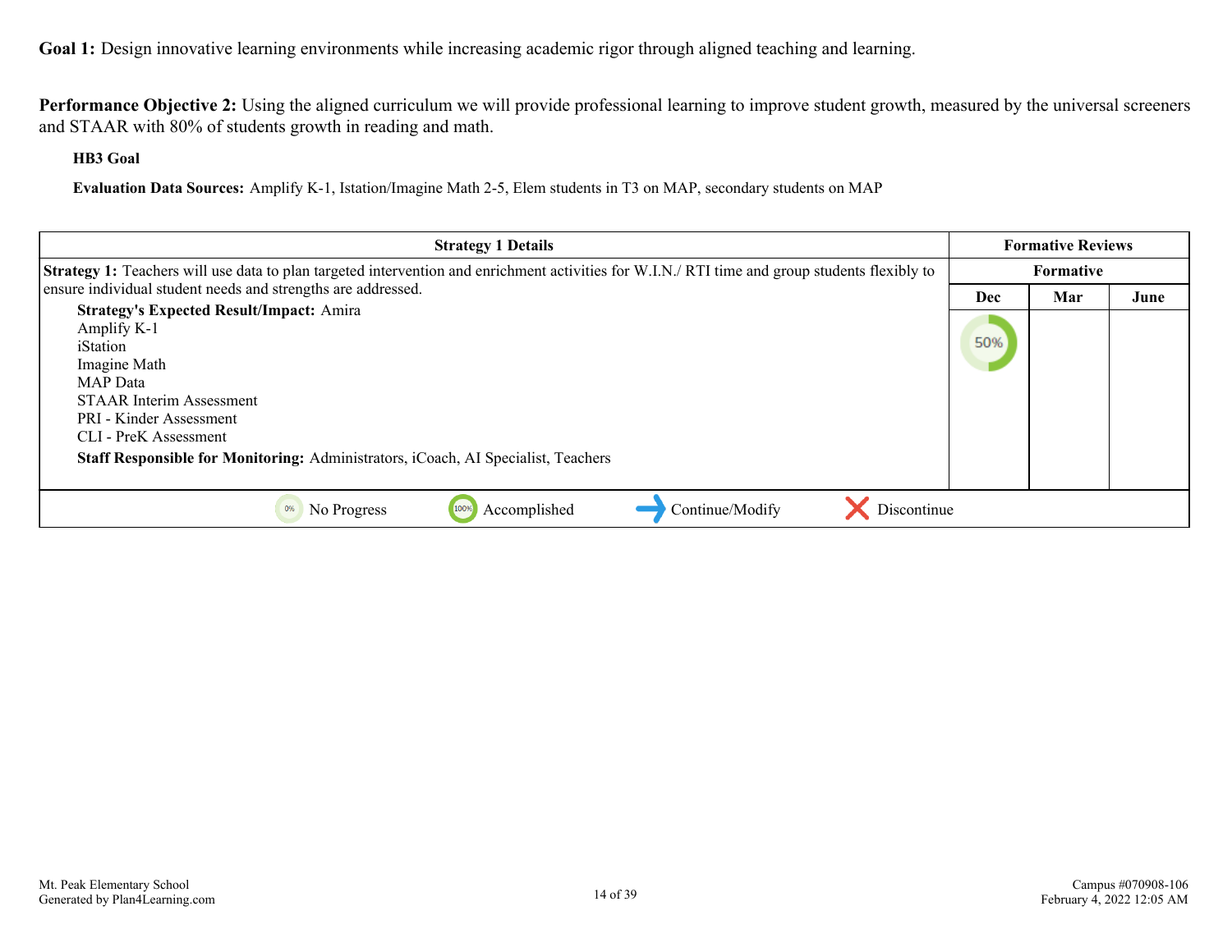**Goal 1:** Design innovative learning environments while increasing academic rigor through aligned teaching and learning.

**Performance Objective 2:** Using the aligned curriculum we will provide professional learning to improve student growth, measured by the universal screeners and STAAR with 80% of students growth in reading and math.

**HB3 Goal**

**Evaluation Data Sources:** Amplify K-1, Istation/Imagine Math 2-5, Elem students in T3 on MAP, secondary students on MAP

| Strategy 1 Details | Formative Reviews | | |
|---|---|---|---|
| | Formative | | |
| | Dec | Mar | June |
| **Strategy 1:** Teachers will use data to plan targeted intervention and enrichment activities for W.I.N./ RTI time and group students flexibly to ensure individual student needs and strengths are addressed.<br>**Strategy's Expected Result/Impact:** Amira<br>Amplify K-1<br>iStation<br>Imagine Math<br>MAP Data<br>STAAR Interim Assessment<br>PRI - Kinder Assessment<br>CLI - PreK Assessment<br>**Staff Responsible for Monitoring:** Administrators, iCoach, AI Specialist, Teachers | 50% | | |

0% No Progress | 100% Accomplished | Continue/Modify | Discontinue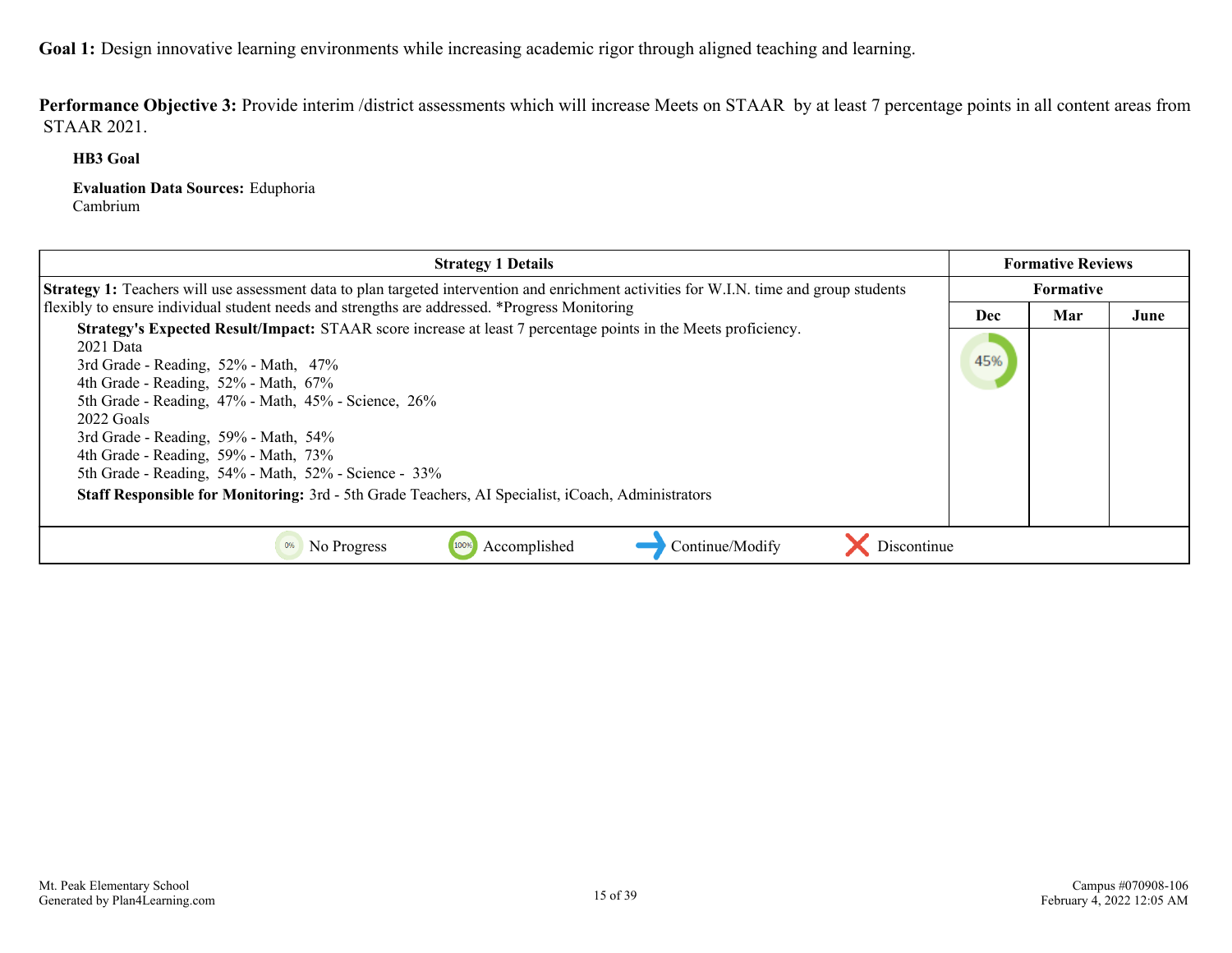**Goal 1:** Design innovative learning environments while increasing academic rigor through aligned teaching and learning.

**Performance Objective 3:** Provide interim /district assessments which will increase Meets on STAAR by at least 7 percentage points in all content areas from STAAR 2021.

**HB3 Goal**

**Evaluation Data Sources:** Eduphoria
Cambrium

| Strategy 1 Details | Formative Reviews | | |
|---|---|---|---|
| | Formative | | |
| | Dec | Mar | June |
| **Strategy 1:** Teachers will use assessment data to plan targeted intervention and enrichment activities for W.I.N. time and group students flexibly to ensure individual student needs and strengths are addressed. *Progress Monitoring<br>**Strategy's Expected Result/Impact:** STAAR score increase at least 7 percentage points in the Meets proficiency.<br>2021 Data<br>3rd Grade - Reading, 52% - Math, 47%<br>4th Grade - Reading, 52% - Math, 67%<br>5th Grade - Reading, 47% - Math, 45% - Science, 26%<br>2022 Goals<br>3rd Grade - Reading, 59% - Math, 54%<br>4th Grade - Reading, 59% - Math, 73%<br>5th Grade - Reading, 54% - Math, 52% - Science - 33%<br>**Staff Responsible for Monitoring:** 3rd - 5th Grade Teachers, AI Specialist, iCoach, Administrators | 45% | | |

0% No Progress | 100% Accomplished | → Continue/Modify | ✕ Discontinue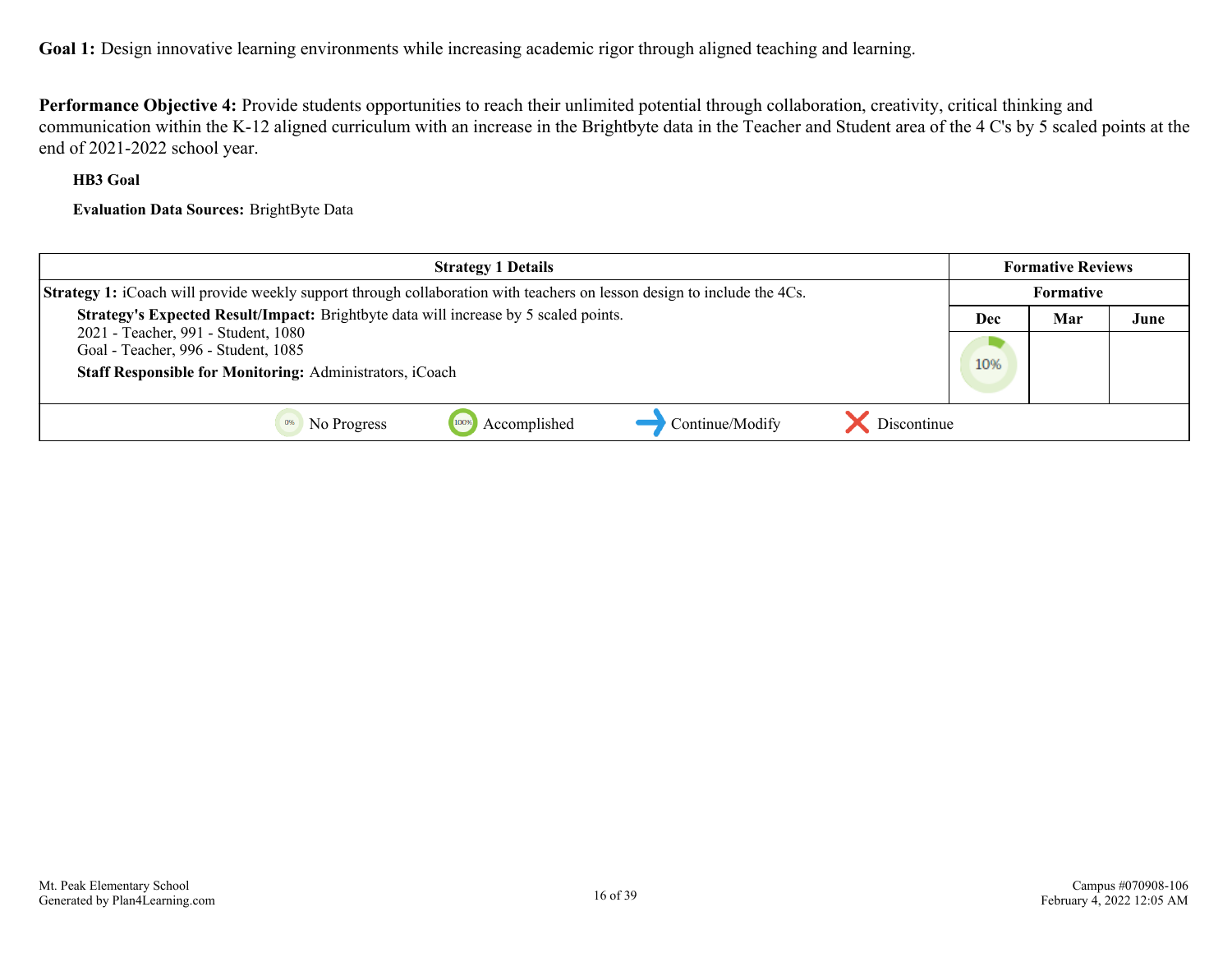**Goal 1:** Design innovative learning environments while increasing academic rigor through aligned teaching and learning.

**Performance Objective 4:** Provide students opportunities to reach their unlimited potential through collaboration, creativity, critical thinking and communication within the K-12 aligned curriculum with an increase in the Brightbyte data in the Teacher and Student area of the 4 C's by 5 scaled points at the end of 2021-2022 school year.

**HB3 Goal**

**Evaluation Data Sources:** BrightByte Data

| Strategy 1 Details | Formative Reviews | | |
|---|---|---|---|
| | Formative | | |
| **Strategy 1:** iCoach will provide weekly support through collaboration with teachers on lesson design to include the 4Cs. | Dec | Mar | June |
| **Strategy's Expected Result/Impact:** Brightbyte data will increase by 5 scaled points.<br>2021 - Teacher, 991 - Student, 1080<br>Goal - Teacher, 996 - Student, 1085<br>**Staff Responsible for Monitoring:** Administrators, iCoach | 10% | | |
| 0% No Progress &nbsp;&nbsp; 100% Accomplished &nbsp;&nbsp; → Continue/Modify &nbsp;&nbsp; ✕ Discontinue | | | |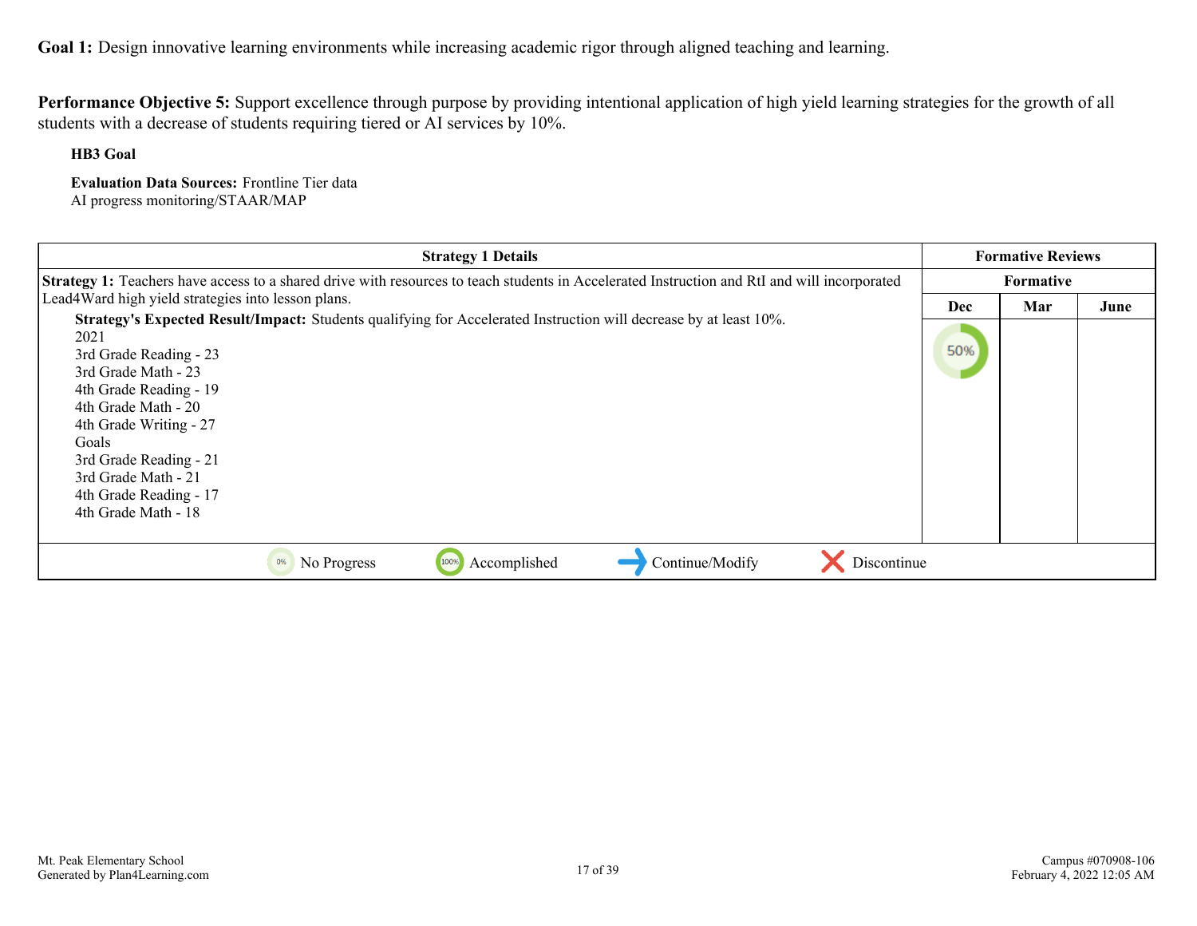**Goal 1:** Design innovative learning environments while increasing academic rigor through aligned teaching and learning.

**Performance Objective 5:** Support excellence through purpose by providing intentional application of high yield learning strategies for the growth of all students with a decrease of students requiring tiered or AI services by 10%.

**HB3 Goal**

**Evaluation Data Sources:** Frontline Tier data
AI progress monitoring/STAAR/MAP

| Strategy 1 Details | Formative Reviews | | |
|---|---|---|---|
| | Formative | | |
| | Dec | Mar | June |
| **Strategy 1:** Teachers have access to a shared drive with resources to teach students in Accelerated Instruction and RtI and will incorporated Lead4Ward high yield strategies into lesson plans.<br>**Strategy's Expected Result/Impact:** Students qualifying for Accelerated Instruction will decrease by at least 10%.<br>2021<br>3rd Grade Reading - 23<br>3rd Grade Math - 23<br>4th Grade Reading - 19<br>4th Grade Math - 20<br>4th Grade Writing - 27<br>Goals<br>3rd Grade Reading - 21<br>3rd Grade Math - 21<br>4th Grade Reading - 17<br>4th Grade Math - 18 | 50% | | |

0% No Progress | 100% Accomplished | Continue/Modify | Discontinue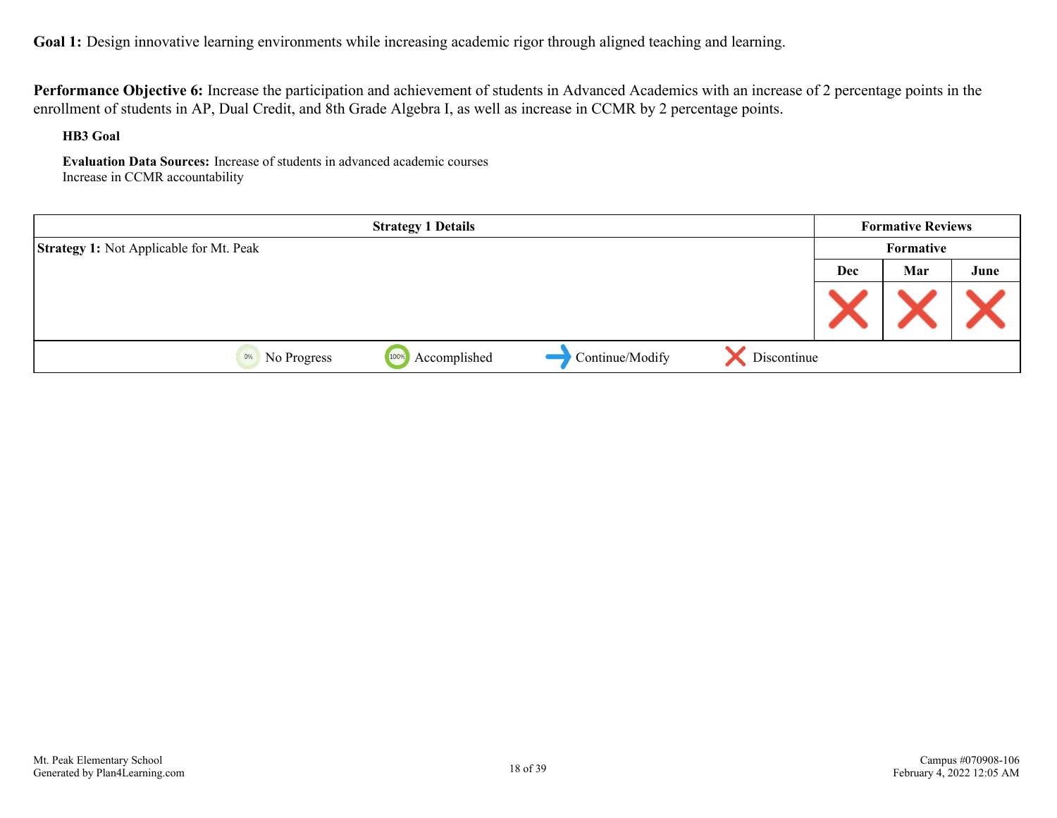**Goal 1:** Design innovative learning environments while increasing academic rigor through aligned teaching and learning.

**Performance Objective 6:** Increase the participation and achievement of students in Advanced Academics with an increase of 2 percentage points in the enrollment of students in AP, Dual Credit, and 8th Grade Algebra I, as well as increase in CCMR by 2 percentage points.

**HB3 Goal**

**Evaluation Data Sources:** Increase of students in advanced academic courses
Increase in CCMR accountability

| Strategy 1 Details | Formative Reviews | | |
|---|---|---|---|
| **Strategy 1:** Not Applicable for Mt. Peak | Formative | | |
| | Dec | Mar | June |
| | Discontinue | Discontinue | Discontinue |

No Progress | Accomplished | Continue/Modify | Discontinue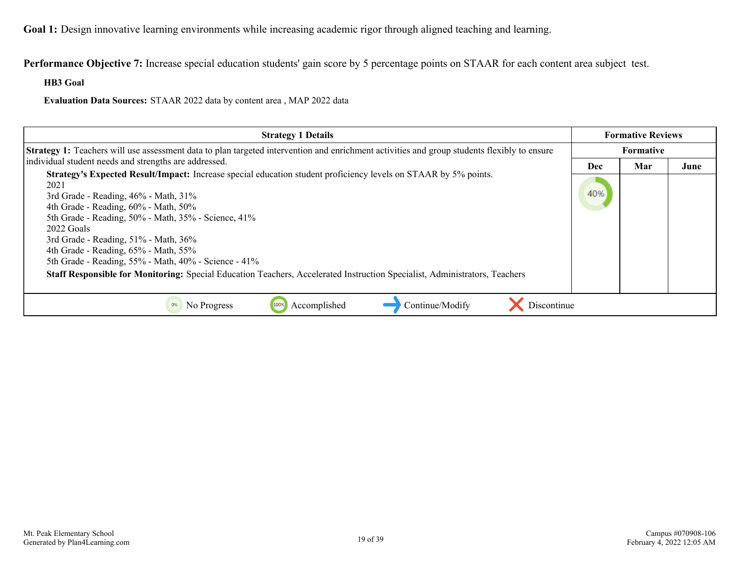**Goal 1:** Design innovative learning environments while increasing academic rigor through aligned teaching and learning.

**Performance Objective 7:** Increase special education students' gain score by 5 percentage points on STAAR for each content area subject test.

**HB3 Goal**

**Evaluation Data Sources:** STAAR 2022 data by content area , MAP 2022 data

| Strategy 1 Details | Formative Reviews | | |
|---|---|---|---|
| | Formative | | |
| | Dec | Mar | June |
| **Strategy 1:** Teachers will use assessment data to plan targeted intervention and enrichment activities and group students flexibly to ensure individual student needs and strengths are addressed.<br>**Strategy's Expected Result/Impact:** Increase special education student proficiency levels on STAAR by 5% points.<br>2021<br>3rd Grade - Reading, 46% - Math, 31%<br>4th Grade - Reading, 60% - Math, 50%<br>5th Grade - Reading, 50% - Math, 35% - Science, 41%<br>2022 Goals<br>3rd Grade - Reading, 51% - Math, 36%<br>4th Grade - Reading, 65% - Math, 55%<br>5th Grade - Reading, 55% - Math, 40% - Science - 41%<br>**Staff Responsible for Monitoring:** Special Education Teachers, Accelerated Instruction Specialist, Administrators, Teachers | 40% | | |

0% No Progress | 100% Accomplished | Continue/Modify | Discontinue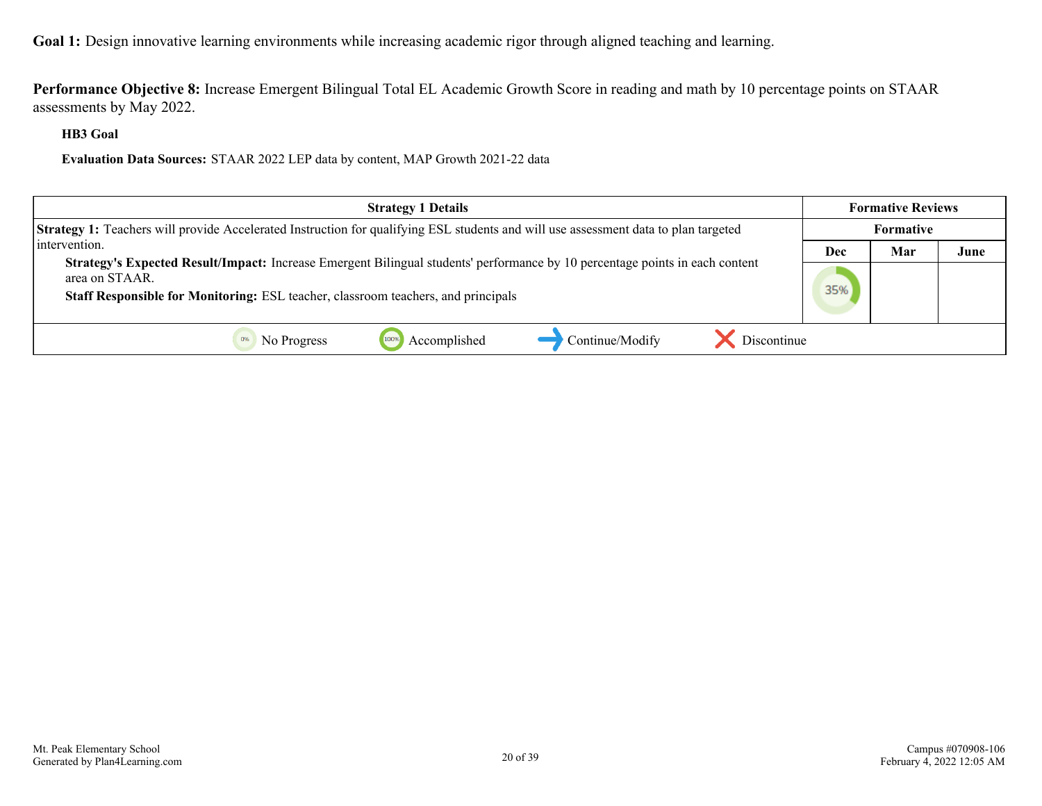**Goal 1:** Design innovative learning environments while increasing academic rigor through aligned teaching and learning.

**Performance Objective 8:** Increase Emergent Bilingual Total EL Academic Growth Score in reading and math by 10 percentage points on STAAR assessments by May 2022.

**HB3 Goal**

**Evaluation Data Sources:** STAAR 2022 LEP data by content, MAP Growth 2021-22 data

| Strategy 1 Details | Formative Reviews | | |
|---|---|---|---|
| | Formative | | |
| | Dec | Mar | June |
| **Strategy 1:** Teachers will provide Accelerated Instruction for qualifying ESL students and will use assessment data to plan targeted intervention.<br>**Strategy's Expected Result/Impact:** Increase Emergent Bilingual students' performance by 10 percentage points in each content area on STAAR.<br>**Staff Responsible for Monitoring:** ESL teacher, classroom teachers, and principals | 35% | | |

0% No Progress | 100% Accomplished | Continue/Modify | Discontinue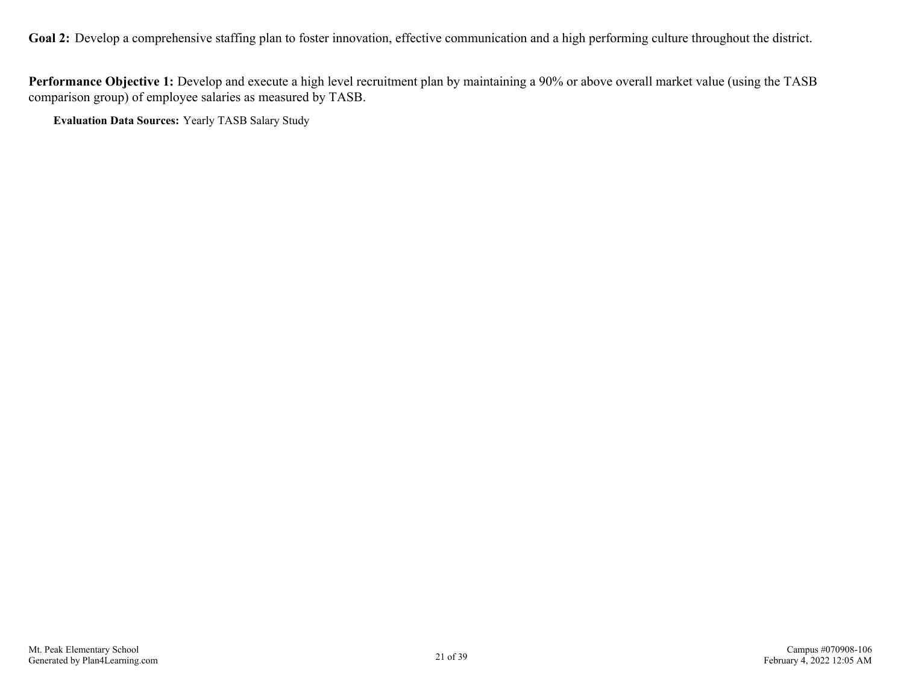**Goal 2:** Develop a comprehensive staffing plan to foster innovation, effective communication and a high performing culture throughout the district.

**Performance Objective 1:** Develop and execute a high level recruitment plan by maintaining a 90% or above overall market value (using the TASB comparison group) of employee salaries as measured by TASB.

**Evaluation Data Sources:** Yearly TASB Salary Study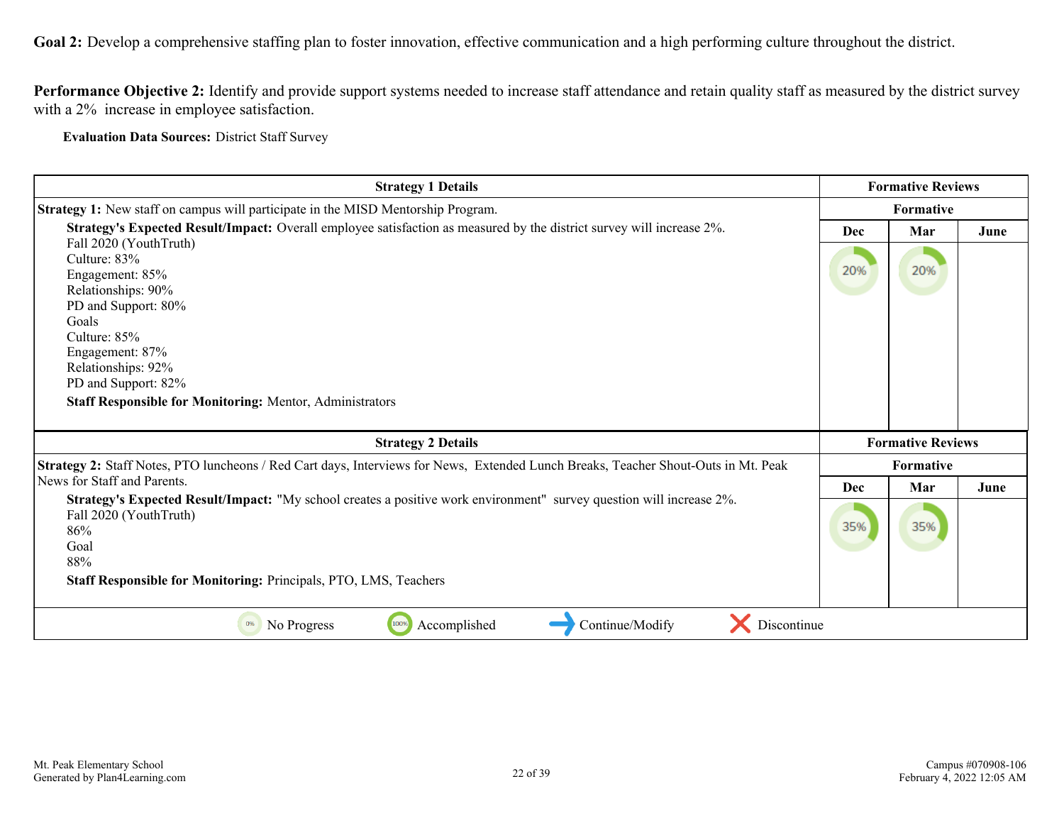**Goal 2:** Develop a comprehensive staffing plan to foster innovation, effective communication and a high performing culture throughout the district.

**Performance Objective 2:** Identify and provide support systems needed to increase staff attendance and retain quality staff as measured by the district survey with a 2% increase in employee satisfaction.

**Evaluation Data Sources:** District Staff Survey

| Strategy 1 Details | Formative Reviews | | |
|---|---|---|---|
| **Strategy 1:** New staff on campus will participate in the MISD Mentorship Program. | Formative | | |
| **Strategy's Expected Result/Impact:** Overall employee satisfaction as measured by the district survey will increase 2%.<br>Fall 2020 (YouthTruth)<br>Culture: 83%<br>Engagement: 85%<br>Relationships: 90%<br>PD and Support: 80%<br>Goals<br>Culture: 85%<br>Engagement: 87%<br>Relationships: 92%<br>PD and Support: 82%<br>**Staff Responsible for Monitoring:** Mentor, Administrators | Dec | Mar | June |
| | 20% | 20% | |

| Strategy 2 Details | Formative Reviews | | |
|---|---|---|---|
| **Strategy 2:** Staff Notes, PTO luncheons / Red Cart days, Interviews for News, Extended Lunch Breaks, Teacher Shout-Outs in Mt. Peak News for Staff and Parents. | Formative | | |
| **Strategy's Expected Result/Impact:** "My school creates a positive work environment" survey question will increase 2%.<br>Fall 2020 (YouthTruth)<br>86%<br>Goal<br>88%<br>**Staff Responsible for Monitoring:** Principals, PTO, LMS, Teachers | Dec | Mar | June |
| | 35% | 35% | |

0% No Progress | 100% Accomplished | → Continue/Modify | ✕ Discontinue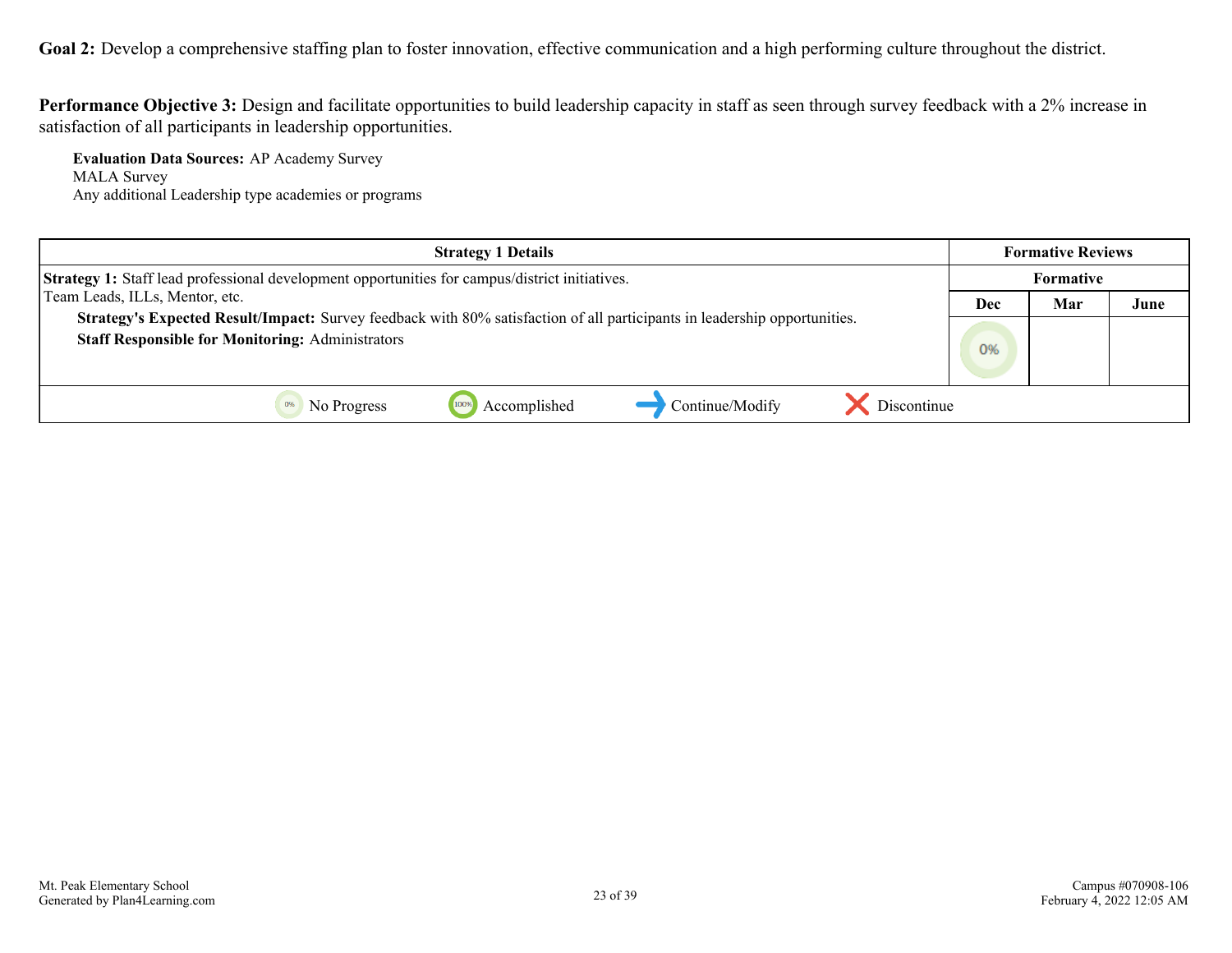**Goal 2:** Develop a comprehensive staffing plan to foster innovation, effective communication and a high performing culture throughout the district.

**Performance Objective 3:** Design and facilitate opportunities to build leadership capacity in staff as seen through survey feedback with a 2% increase in satisfaction of all participants in leadership opportunities.

**Evaluation Data Sources:** AP Academy Survey
MALA Survey
Any additional Leadership type academies or programs

| Strategy 1 Details | Formative Reviews | | |
|---|---|---|---|
| | Formative | | |
| **Strategy 1:** Staff lead professional development opportunities for campus/district initiatives. Team Leads, ILLs, Mentor, etc.<br>**Strategy's Expected Result/Impact:** Survey feedback with 80% satisfaction of all participants in leadership opportunities.<br>**Staff Responsible for Monitoring:** Administrators | Dec | Mar | June |
| | 0% | | |

No Progress | Accomplished | Continue/Modify | Discontinue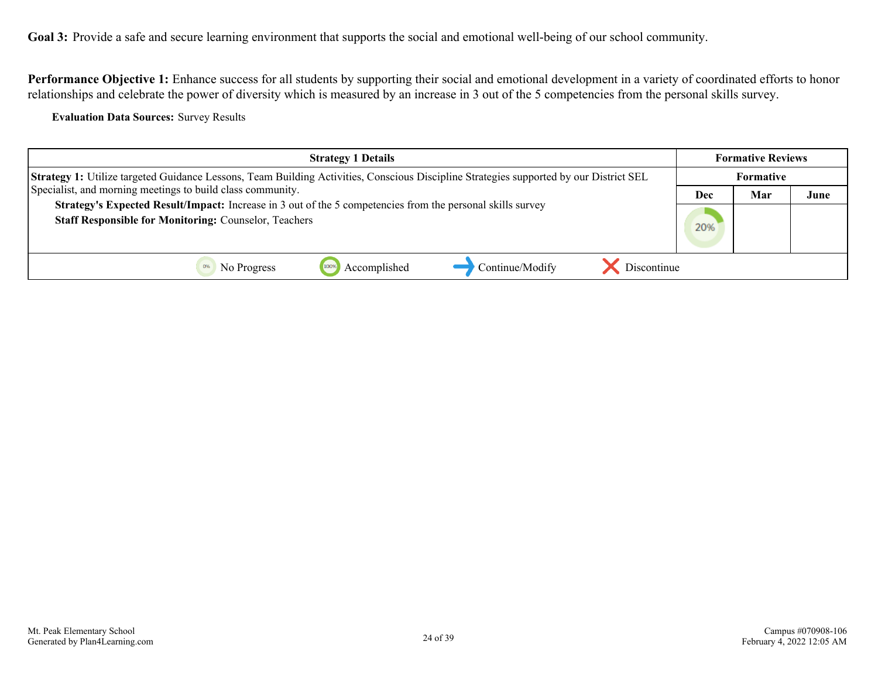**Goal 3:** Provide a safe and secure learning environment that supports the social and emotional well-being of our school community.

**Performance Objective 1:** Enhance success for all students by supporting their social and emotional development in a variety of coordinated efforts to honor relationships and celebrate the power of diversity which is measured by an increase in 3 out of the 5 competencies from the personal skills survey.

**Evaluation Data Sources:** Survey Results

| Strategy 1 Details | Formative Reviews | | |
|---|---|---|---|
| | Formative | | |
| | Dec | Mar | June |
| **Strategy 1:** Utilize targeted Guidance Lessons, Team Building Activities, Conscious Discipline Strategies supported by our District SEL Specialist, and morning meetings to build class community.<br>**Strategy's Expected Result/Impact:** Increase in 3 out of the 5 competencies from the personal skills survey<br>**Staff Responsible for Monitoring:** Counselor, Teachers | 20% | | |
| 0% No Progress · 100% Accomplished · Continue/Modify · Discontinue | | | |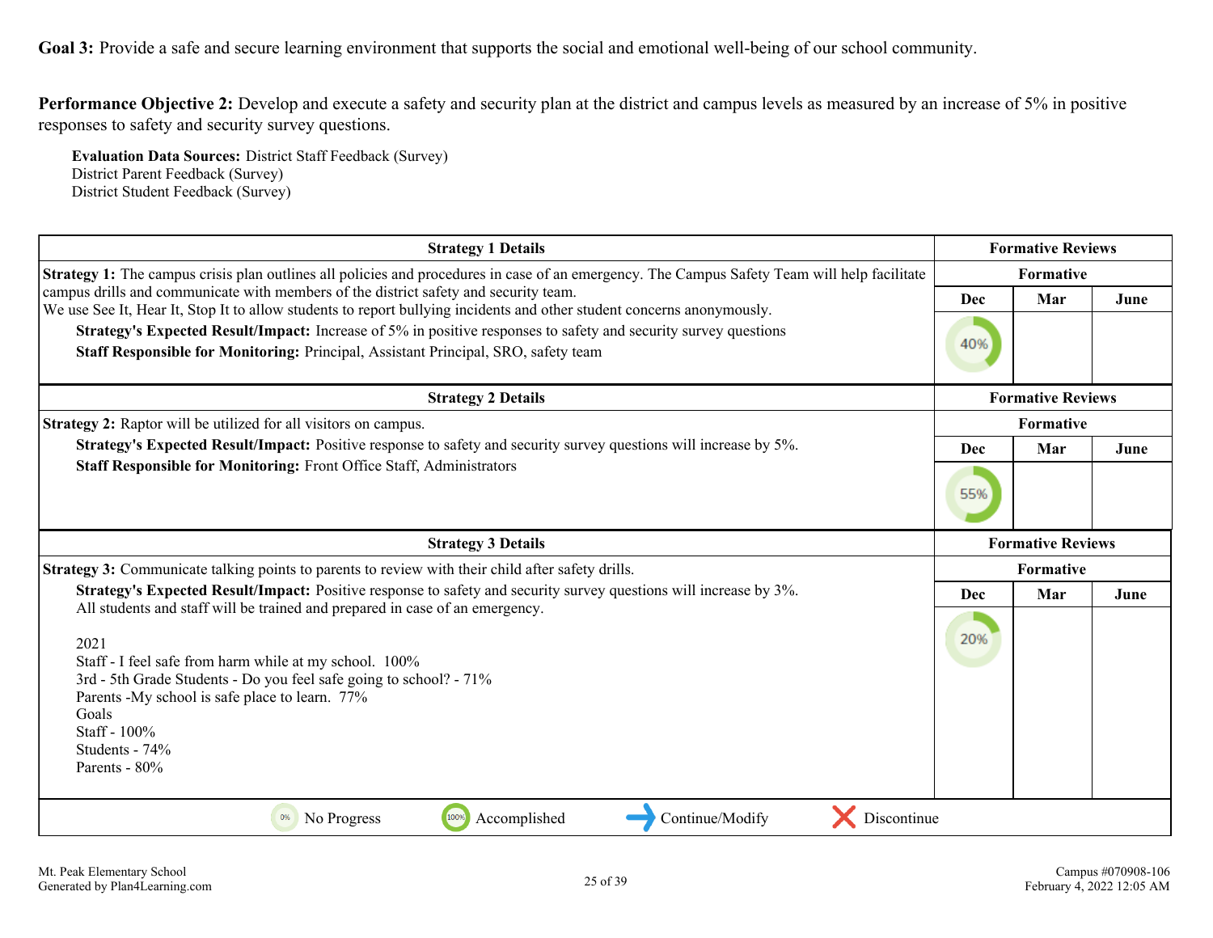**Goal 3:** Provide a safe and secure learning environment that supports the social and emotional well-being of our school community.

**Performance Objective 2:** Develop and execute a safety and security plan at the district and campus levels as measured by an increase of 5% in positive responses to safety and security survey questions.

**Evaluation Data Sources:** District Staff Feedback (Survey)
District Parent Feedback (Survey)
District Student Feedback (Survey)

| Strategy 1 Details | Formative Reviews | | |
|---|---|---|---|
| | Formative | | |
| **Strategy 1:** The campus crisis plan outlines all policies and procedures in case of an emergency. The Campus Safety Team will help facilitate campus drills and communicate with members of the district safety and security team.<br>We use See It, Hear It, Stop It to allow students to report bullying incidents and other student concerns anonymously.<br>**Strategy's Expected Result/Impact:** Increase of 5% in positive responses to safety and security survey questions<br>**Staff Responsible for Monitoring:** Principal, Assistant Principal, SRO, safety team | **Dec** | **Mar** | **June** |
| | 40% | | |

| Strategy 2 Details | Formative Reviews | | |
|---|---|---|---|
| | Formative | | |
| **Strategy 2:** Raptor will be utilized for all visitors on campus.<br>**Strategy's Expected Result/Impact:** Positive response to safety and security survey questions will increase by 5%.<br>**Staff Responsible for Monitoring:** Front Office Staff, Administrators | **Dec** | **Mar** | **June** |
| | 55% | | |

| Strategy 3 Details | Formative Reviews | | |
|---|---|---|---|
| | Formative | | |
| **Strategy 3:** Communicate talking points to parents to review with their child after safety drills.<br>**Strategy's Expected Result/Impact:** Positive response to safety and security survey questions will increase by 3%.<br>All students and staff will be trained and prepared in case of an emergency.<br><br>2021<br>Staff - I feel safe from harm while at my school. 100%<br>3rd - 5th Grade Students - Do you feel safe going to school? - 71%<br>Parents -My school is safe place to learn. 77%<br>Goals<br>Staff - 100%<br>Students - 74%<br>Parents - 80% | **Dec** | **Mar** | **June** |
| | 20% | | |

0% No Progress | 100% Accomplished | Continue/Modify | Discontinue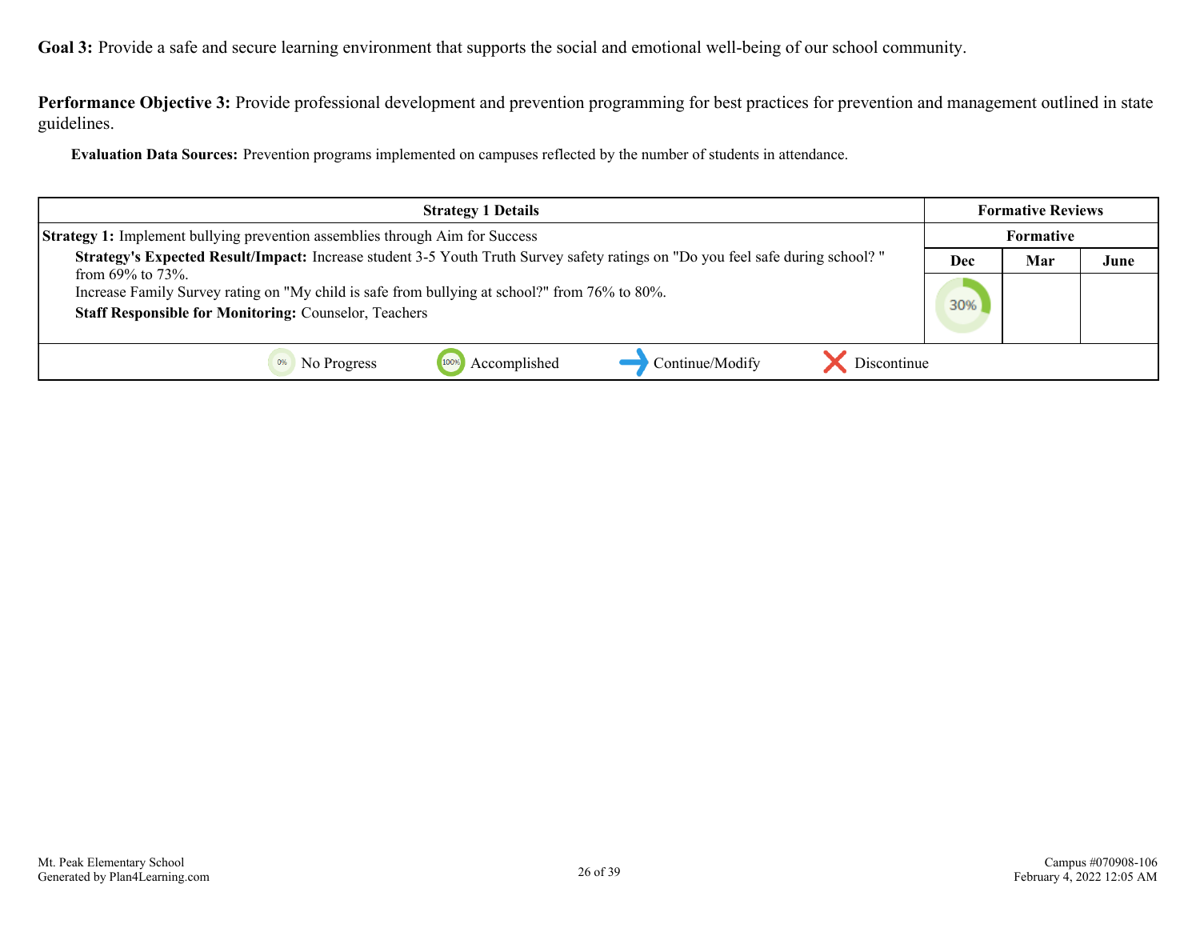**Goal 3:** Provide a safe and secure learning environment that supports the social and emotional well-being of our school community.

**Performance Objective 3:** Provide professional development and prevention programming for best practices for prevention and management outlined in state guidelines.

**Evaluation Data Sources:** Prevention programs implemented on campuses reflected by the number of students in attendance.

| Strategy 1 Details | Formative Reviews | | |
|---|---|---|---|
| | Formative | | |
| **Strategy 1:** Implement bullying prevention assemblies through Aim for Success<br>**Strategy's Expected Result/Impact:** Increase student 3-5 Youth Truth Survey safety ratings on "Do you feel safe during school? " from 69% to 73%.<br>Increase Family Survey rating on "My child is safe from bullying at school?" from 76% to 80%.<br>**Staff Responsible for Monitoring:** Counselor, Teachers | Dec | Mar | June |
| | 30% | | |

0% No Progress | 100% Accomplished | Continue/Modify | Discontinue

Mt. Peak Elementary School
Generated by Plan4Learning.com

Campus #070908-106
February 4, 2022 12:05 AM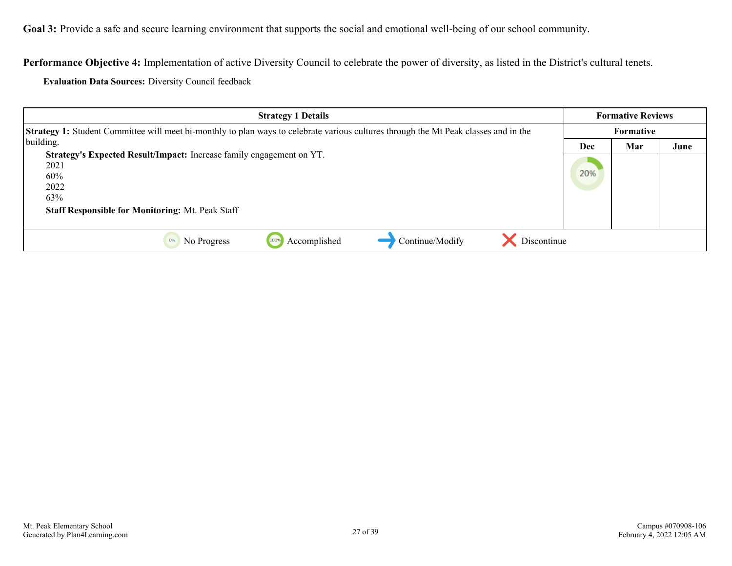**Goal 3:** Provide a safe and secure learning environment that supports the social and emotional well-being of our school community.

**Performance Objective 4:** Implementation of active Diversity Council to celebrate the power of diversity, as listed in the District's cultural tenets.

**Evaluation Data Sources:** Diversity Council feedback

| Strategy 1 Details | Formative Reviews | | |
|---|---|---|---|
| | Formative | | |
| | Dec | Mar | June |
| **Strategy 1:** Student Committee will meet bi-monthly to plan ways to celebrate various cultures through the Mt Peak classes and in the building.<br>**Strategy's Expected Result/Impact:** Increase family engagement on YT.<br>2021<br>60%<br>2022<br>63%<br>**Staff Responsible for Monitoring:** Mt. Peak Staff | 20% | | |

0% No Progress | 100% Accomplished | Continue/Modify | Discontinue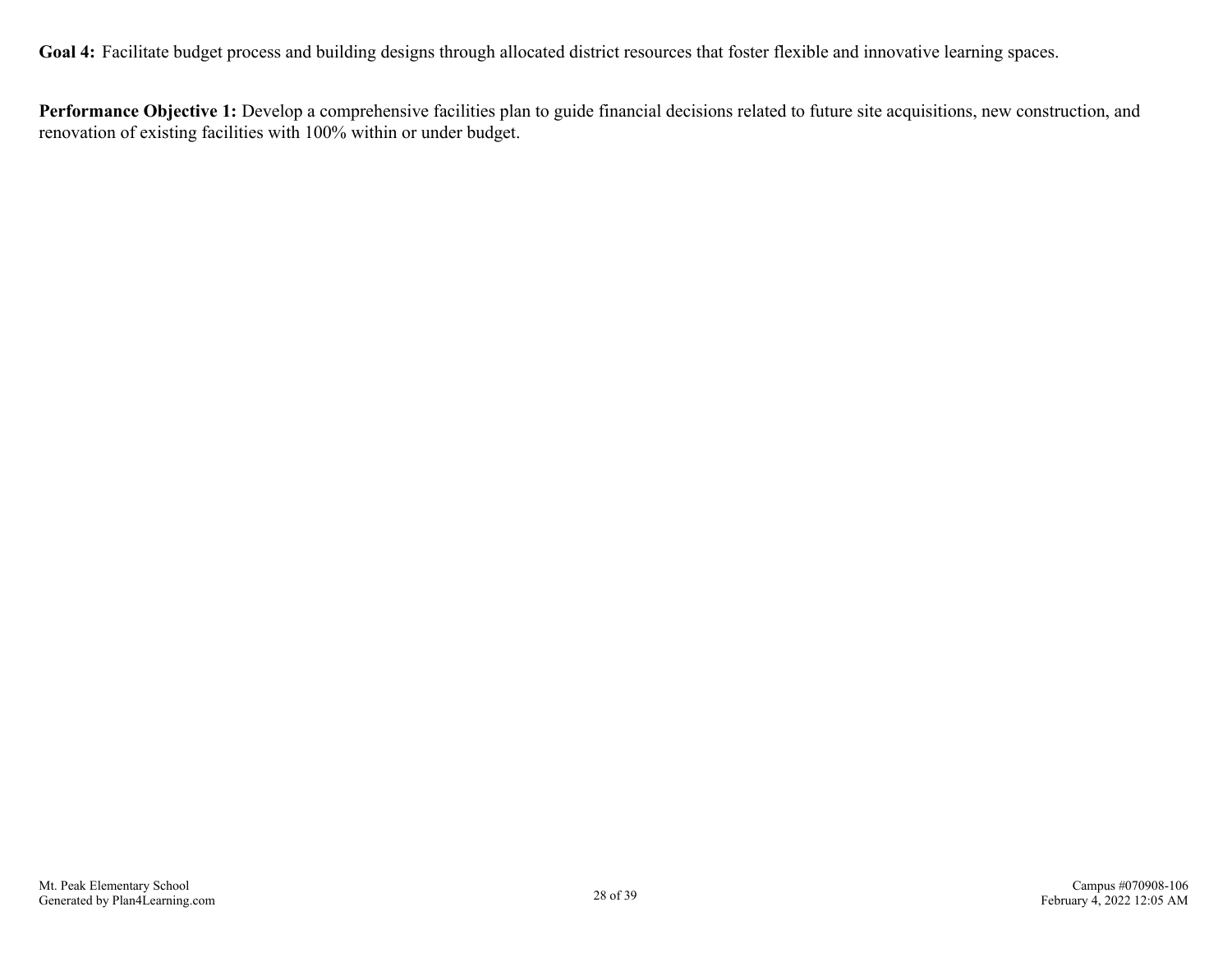**Goal 4:** Facilitate budget process and building designs through allocated district resources that foster flexible and innovative learning spaces.

**Performance Objective 1:** Develop a comprehensive facilities plan to guide financial decisions related to future site acquisitions, new construction, and renovation of existing facilities with 100% within or under budget.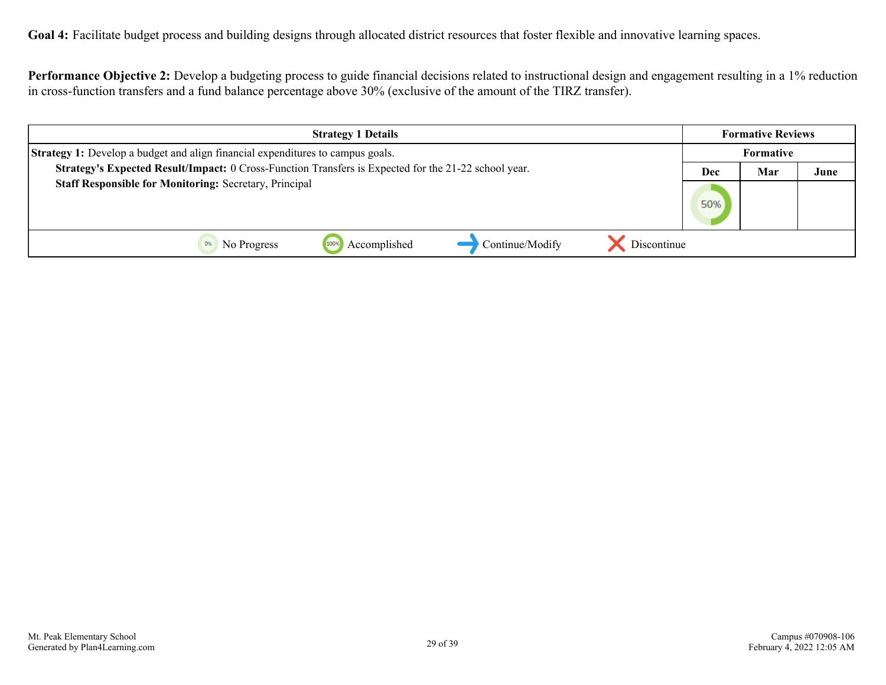**Goal 4:** Facilitate budget process and building designs through allocated district resources that foster flexible and innovative learning spaces.

**Performance Objective 2:** Develop a budgeting process to guide financial decisions related to instructional design and engagement resulting in a 1% reduction in cross-function transfers and a fund balance percentage above 30% (exclusive of the amount of the TIRZ transfer).

| Strategy 1 Details | Formative Reviews | | |
|---|---|---|---|
| | Formative | | |
| | Dec | Mar | June |
| **Strategy 1:** Develop a budget and align financial expenditures to campus goals.<br>**Strategy's Expected Result/Impact:** 0 Cross-Function Transfers is Expected for the 21-22 school year.<br>**Staff Responsible for Monitoring:** Secretary, Principal | 50% | | |
| 0% No Progress · 100% Accomplished · ➜ Continue/Modify · ✕ Discontinue | | | |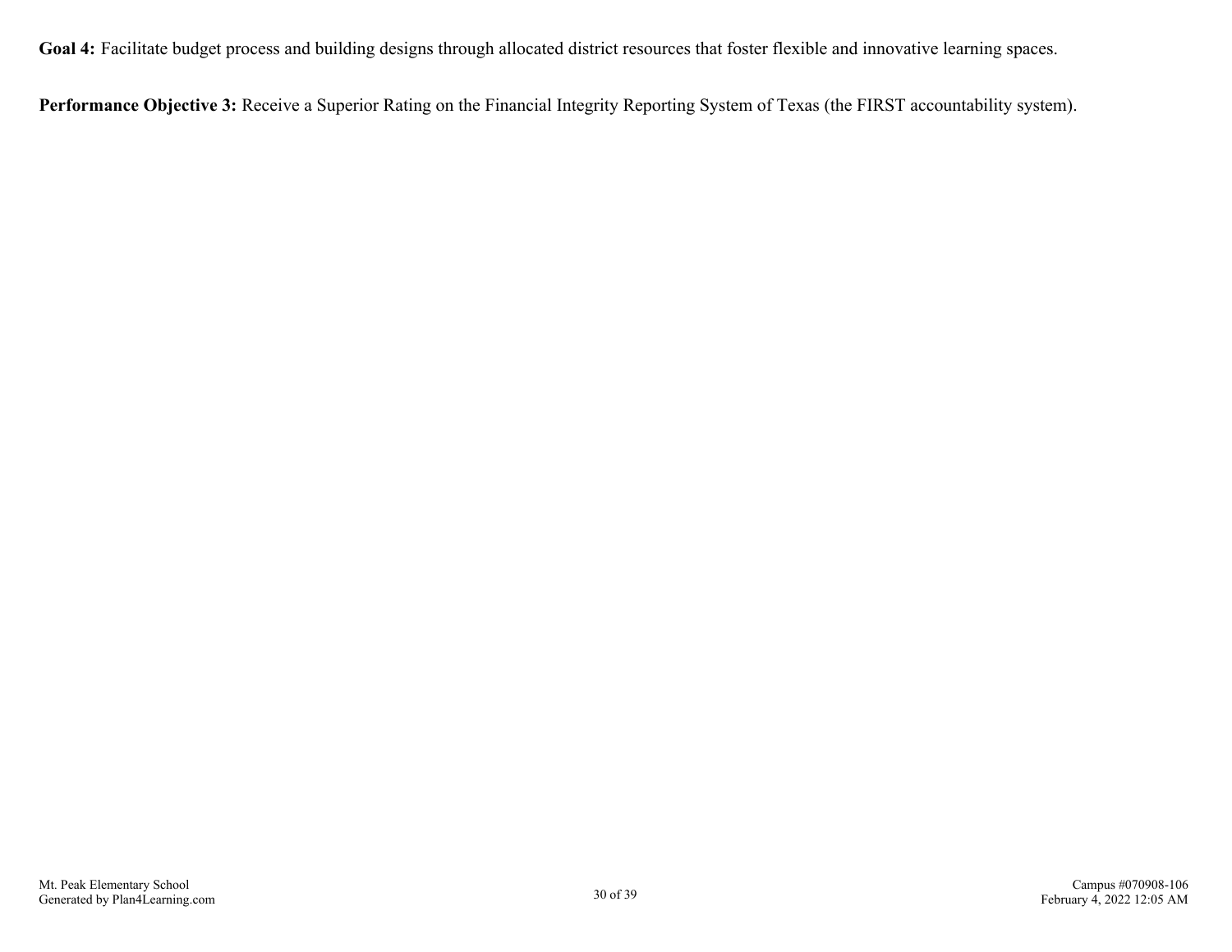**Goal 4:** Facilitate budget process and building designs through allocated district resources that foster flexible and innovative learning spaces.

**Performance Objective 3:** Receive a Superior Rating on the Financial Integrity Reporting System of Texas (the FIRST accountability system).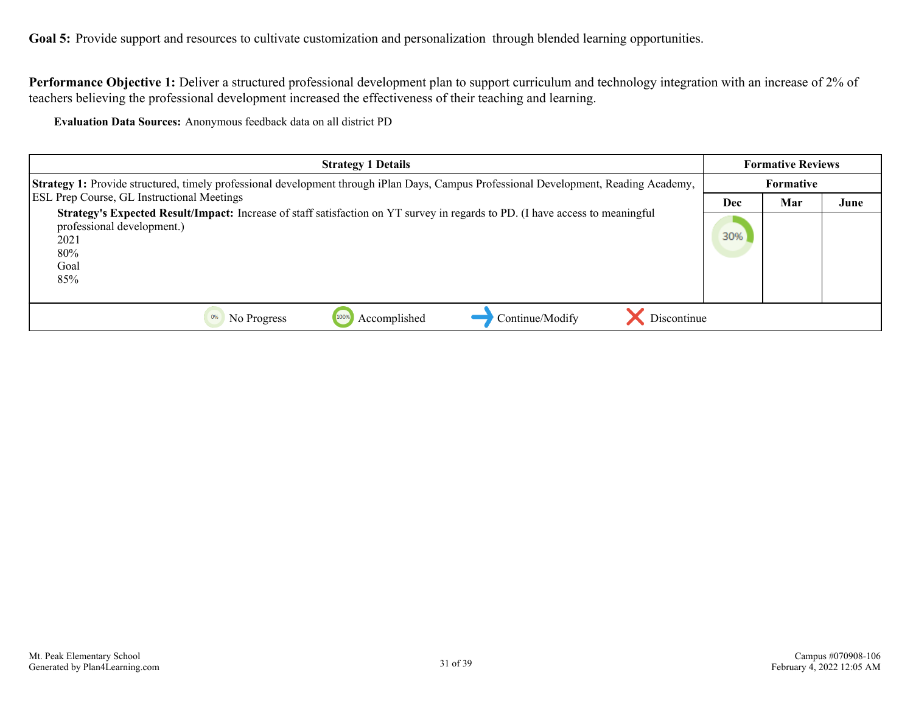**Goal 5:** Provide support and resources to cultivate customization and personalization through blended learning opportunities.

**Performance Objective 1:** Deliver a structured professional development plan to support curriculum and technology integration with an increase of 2% of teachers believing the professional development increased the effectiveness of their teaching and learning.

**Evaluation Data Sources:** Anonymous feedback data on all district PD

| Strategy 1 Details | Formative Reviews | | |
|---|---|---|---|
| | Formative | | |
| | Dec | Mar | June |
| **Strategy 1:** Provide structured, timely professional development through iPlan Days, Campus Professional Development, Reading Academy, ESL Prep Course, GL Instructional Meetings<br>**Strategy's Expected Result/Impact:** Increase of staff satisfaction on YT survey in regards to PD. (I have access to meaningful professional development.)<br>2021<br>80%<br>Goal<br>85% | 30% | | |
| No Progress / Accomplished / Continue/Modify / Discontinue | | | |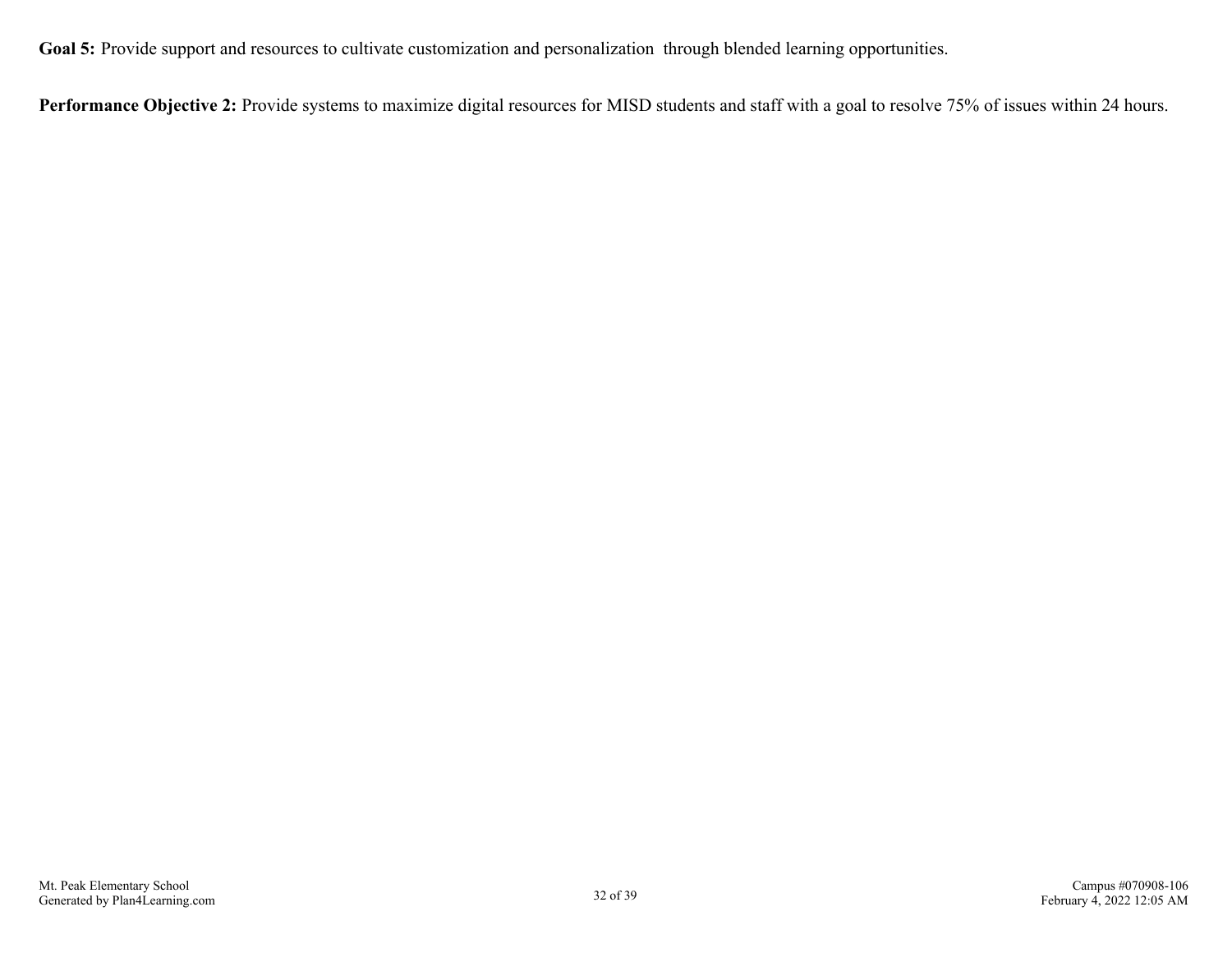**Goal 5:** Provide support and resources to cultivate customization and personalization through blended learning opportunities.

**Performance Objective 2:** Provide systems to maximize digital resources for MISD students and staff with a goal to resolve 75% of issues within 24 hours.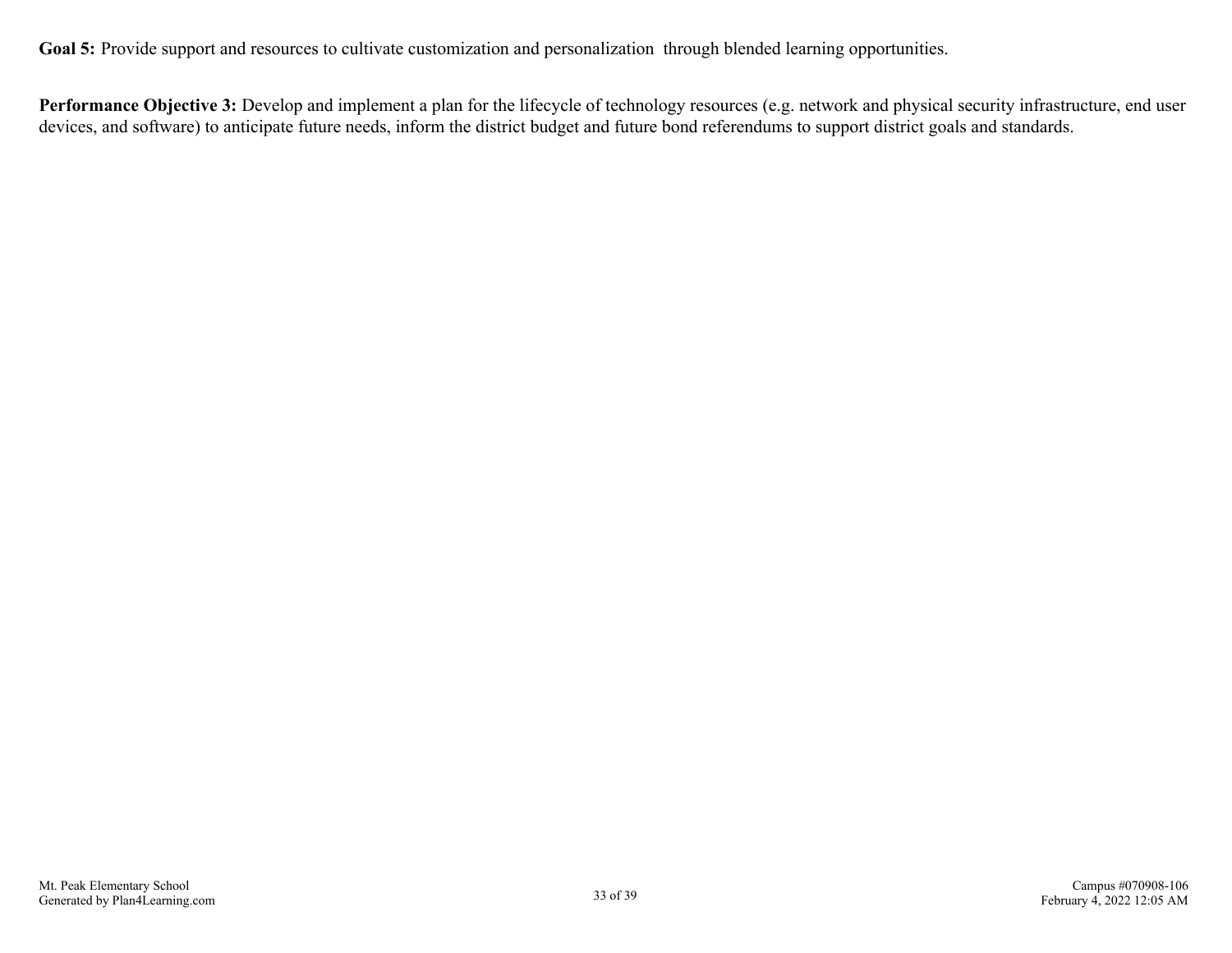**Goal 5:** Provide support and resources to cultivate customization and personalization  through blended learning opportunities.

**Performance Objective 3:** Develop and implement a plan for the lifecycle of technology resources (e.g. network and physical security infrastructure, end user devices, and software) to anticipate future needs, inform the district budget and future bond referendums to support district goals and standards.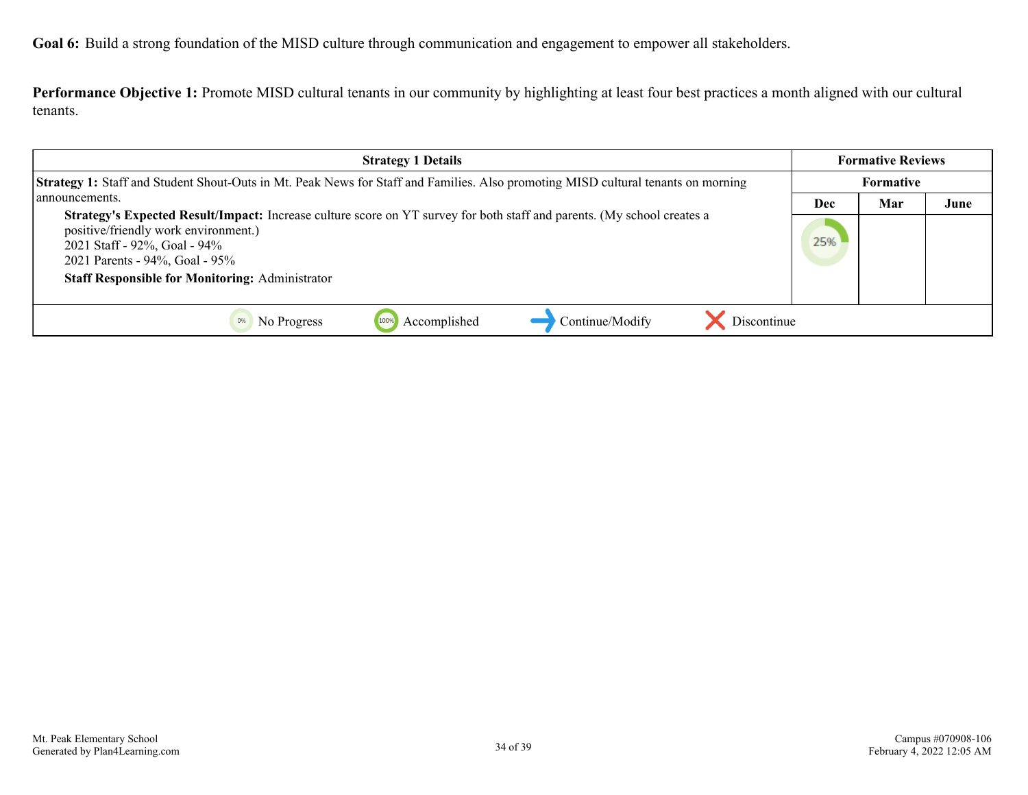**Goal 6:** Build a strong foundation of the MISD culture through communication and engagement to empower all stakeholders.

**Performance Objective 1:** Promote MISD cultural tenants in our community by highlighting at least four best practices a month aligned with our cultural tenants.

| Strategy 1 Details | Formative Reviews | | |
|---|---|---|---|
| | Formative | | |
| | Dec | Mar | June |
| **Strategy 1:** Staff and Student Shout-Outs in Mt. Peak News for Staff and Families. Also promoting MISD cultural tenants on morning announcements.<br>**Strategy's Expected Result/Impact:** Increase culture score on YT survey for both staff and parents. (My school creates a positive/friendly work environment.)<br>2021 Staff - 92%, Goal - 94%<br>2021 Parents - 94%, Goal - 95%<br>**Staff Responsible for Monitoring:** Administrator | 25% | | |
| 0% No Progress &nbsp;&nbsp; 100% Accomplished &nbsp;&nbsp; → Continue/Modify &nbsp;&nbsp; X Discontinue | | | |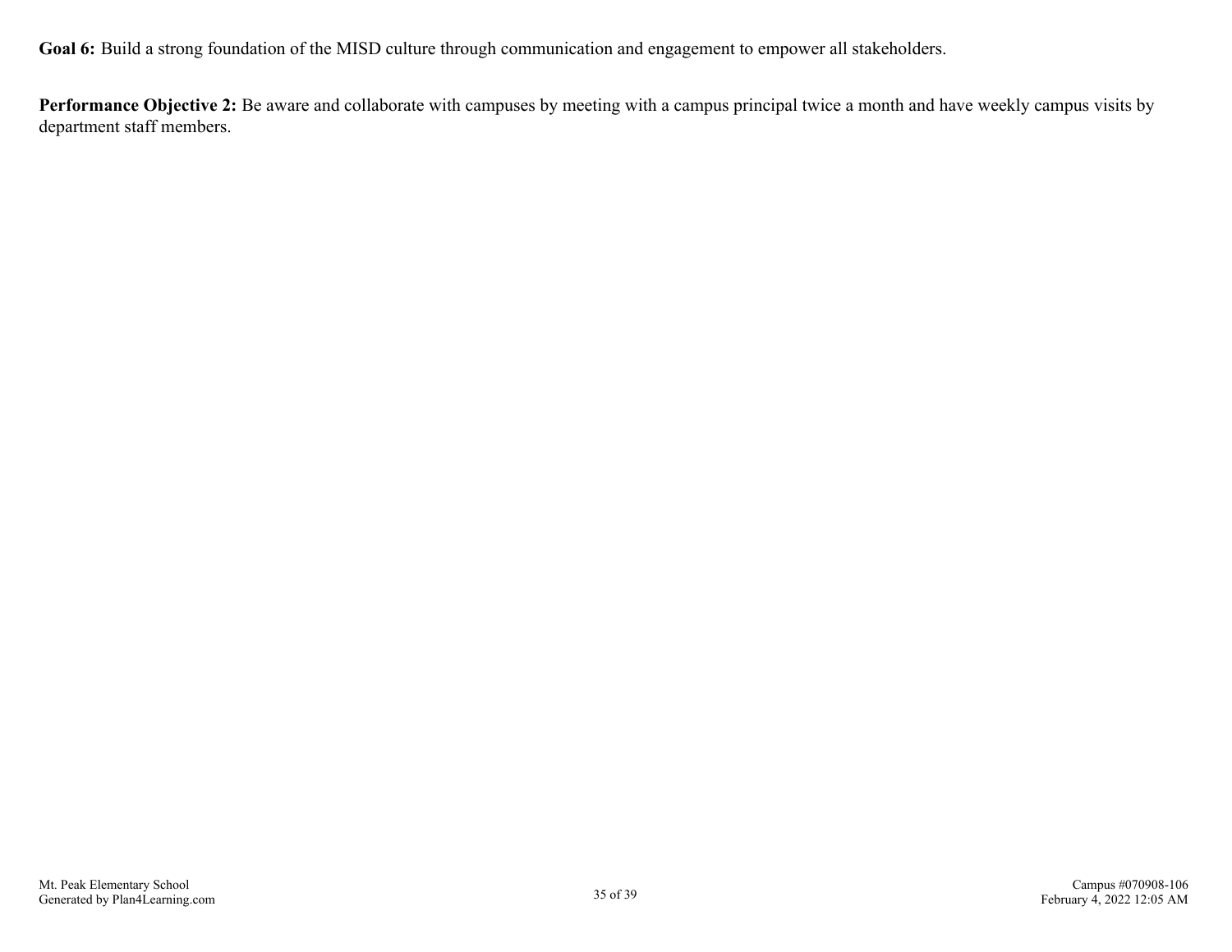**Goal 6:** Build a strong foundation of the MISD culture through communication and engagement to empower all stakeholders.

**Performance Objective 2:** Be aware and collaborate with campuses by meeting with a campus principal twice a month and have weekly campus visits by department staff members.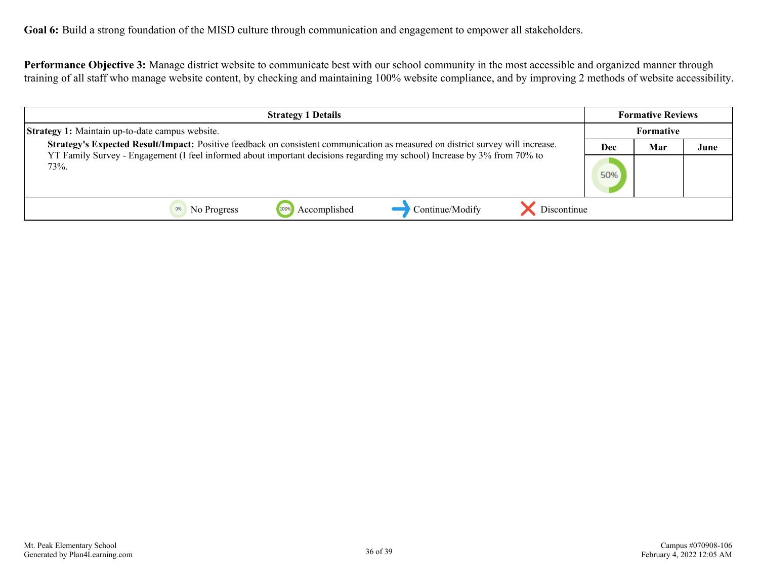**Goal 6:** Build a strong foundation of the MISD culture through communication and engagement to empower all stakeholders.

**Performance Objective 3:** Manage district website to communicate best with our school community in the most accessible and organized manner through training of all staff who manage website content, by checking and maintaining 100% website compliance, and by improving 2 methods of website accessibility.

| Strategy 1 Details | Formative Reviews | | |
|---|---|---|---|
| | Formative | | |
| **Strategy 1:** Maintain up-to-date campus website. **Strategy's Expected Result/Impact:** Positive feedback on consistent communication as measured on district survey will increase. YT Family Survey - Engagement (I feel informed about important decisions regarding my school) Increase by 3% from 70% to 73%. | Dec | Mar | June |
| | 50% | | |

0% No Progress | 100% Accomplished | Continue/Modify | Discontinue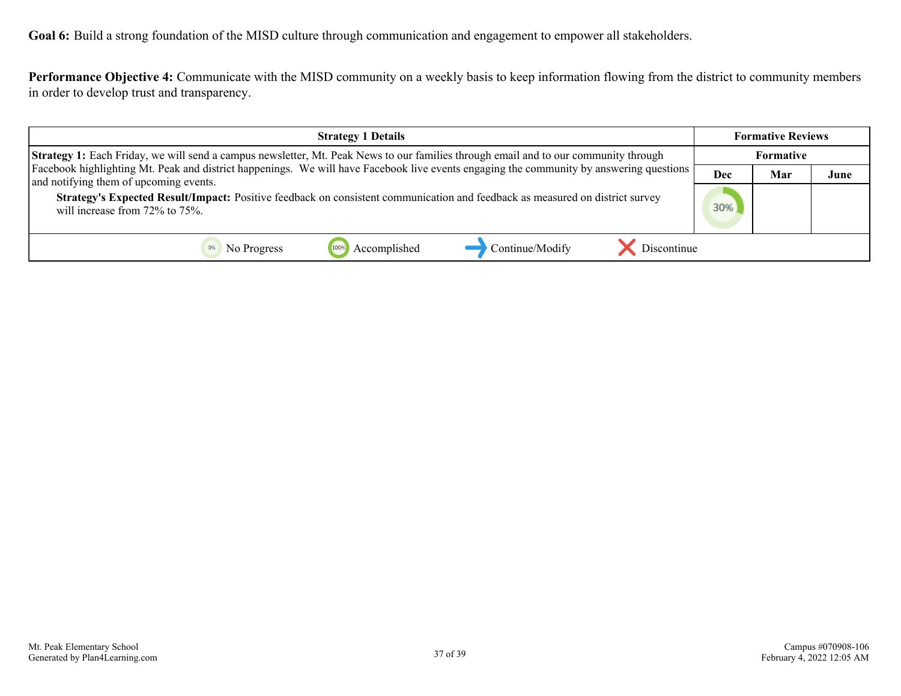**Goal 6:** Build a strong foundation of the MISD culture through communication and engagement to empower all stakeholders.

**Performance Objective 4:** Communicate with the MISD community on a weekly basis to keep information flowing from the district to community members in order to develop trust and transparency.

| Strategy 1 Details | Formative Reviews | | |
|---|---|---|---|
| | Formative | | |
| | Dec | Mar | June |
| **Strategy 1:** Each Friday, we will send a campus newsletter, Mt. Peak News to our families through email and to our community through Facebook highlighting Mt. Peak and district happenings. We will have Facebook live events engaging the community by answering questions and notifying them of upcoming events.<br>**Strategy's Expected Result/Impact:** Positive feedback on consistent communication and feedback as measured on district survey will increase from 72% to 75%. | 30% | | |
| 0% No Progress · 100% Accomplished · Continue/Modify · Discontinue | | | |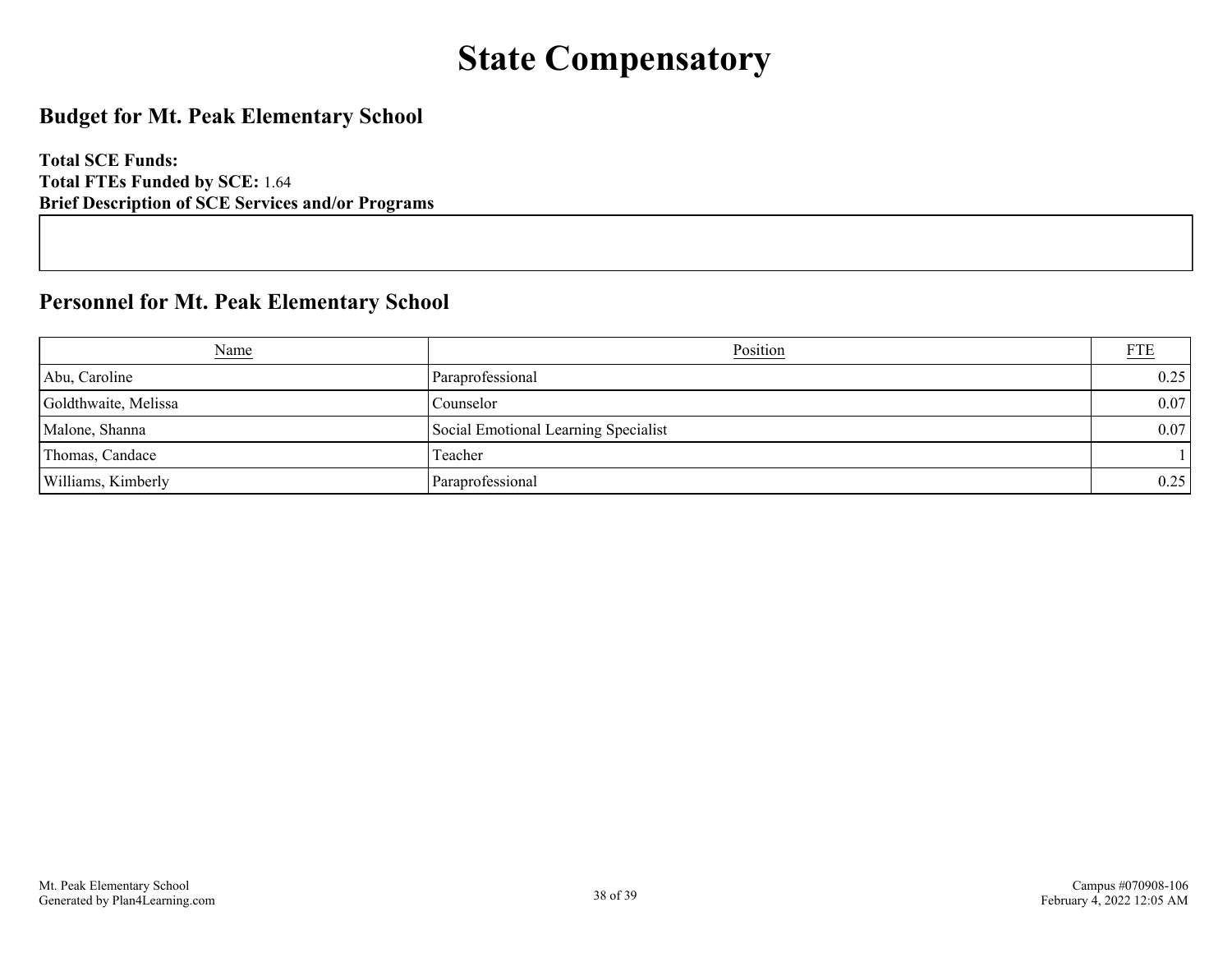# State Compensatory

## Budget for Mt. Peak Elementary School

**Total SCE Funds:**
**Total FTEs Funded by SCE:** 1.64
**Brief Description of SCE Services and/or Programs**

## Personnel for Mt. Peak Elementary School

| Name | Position | FTE |
| --- | --- | --- |
| Abu, Caroline | Paraprofessional | 0.25 |
| Goldthwaite, Melissa | Counselor | 0.07 |
| Malone, Shanna | Social Emotional Learning Specialist | 0.07 |
| Thomas, Candace | Teacher | 1 |
| Williams, Kimberly | Paraprofessional | 0.25 |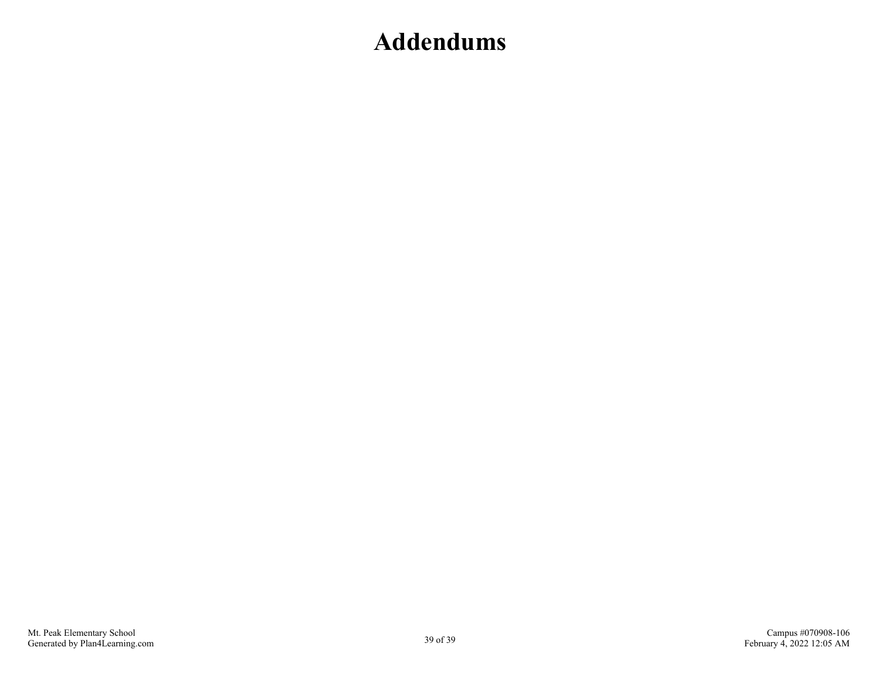# Addendums